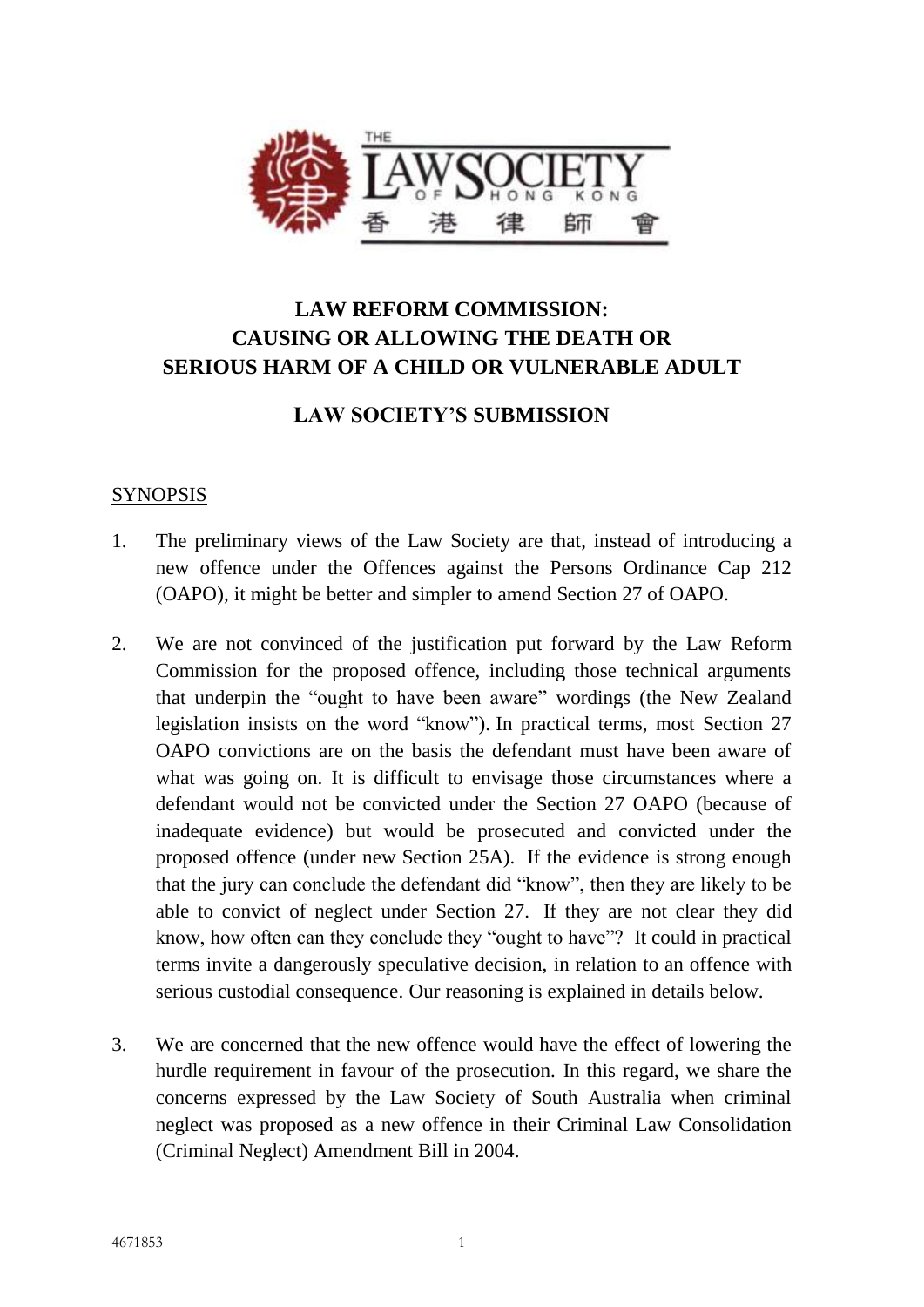# LAW REFORM COMMISSION: CAUSING OR ALLOWING THE DEATH OR SERIOUS HARM OF A CHILD OR VULNERABLE ADULT

## LAW SOCIETY'S SUBMISSION

### SYNOPSIS

1. The preliminary views of the Law Society are that, instead of introducing a new offence under the Offences against the Persons Ordinance Cap 212 (OAPO), it might be better and simpler to amend Section 27 of OAPO.

2. We are not convinced of the justification put forward by the Law Reform Commission for the proposed offence, including those technical arguments that underpin the "ought to have been aware" wordings (the New Zealand legislation insists on the word "know"). In practical terms, most Section 27 OAPO convictions are on the basis the defendant must have been aware of what was going on. It is difficult to envisage those circumstances where a defendant would not be convicted under the Section 27 OAPO (because of inadequate evidence) but would be prosecuted and convicted under the proposed offence (under new Section 25A). If the evidence is strong enough that the jury can conclude the defendant did "know", then they are likely to be able to convict of neglect under Section 27. If they are not clear they did know, how often can they conclude they "ought to have"? It could in practical terms invite a dangerously speculative decision, in relation to an offence with serious custodial consequence. Our reasoning is explained in details below.

3. We are concerned that the new offence would have the effect of lowering the hurdle requirement in favour of the prosecution. In this regard, we share the concerns expressed by the Law Society of South Australia when criminal neglect was proposed as a new offence in their Criminal Law Consolidation (Criminal Neglect) Amendment Bill in 2004.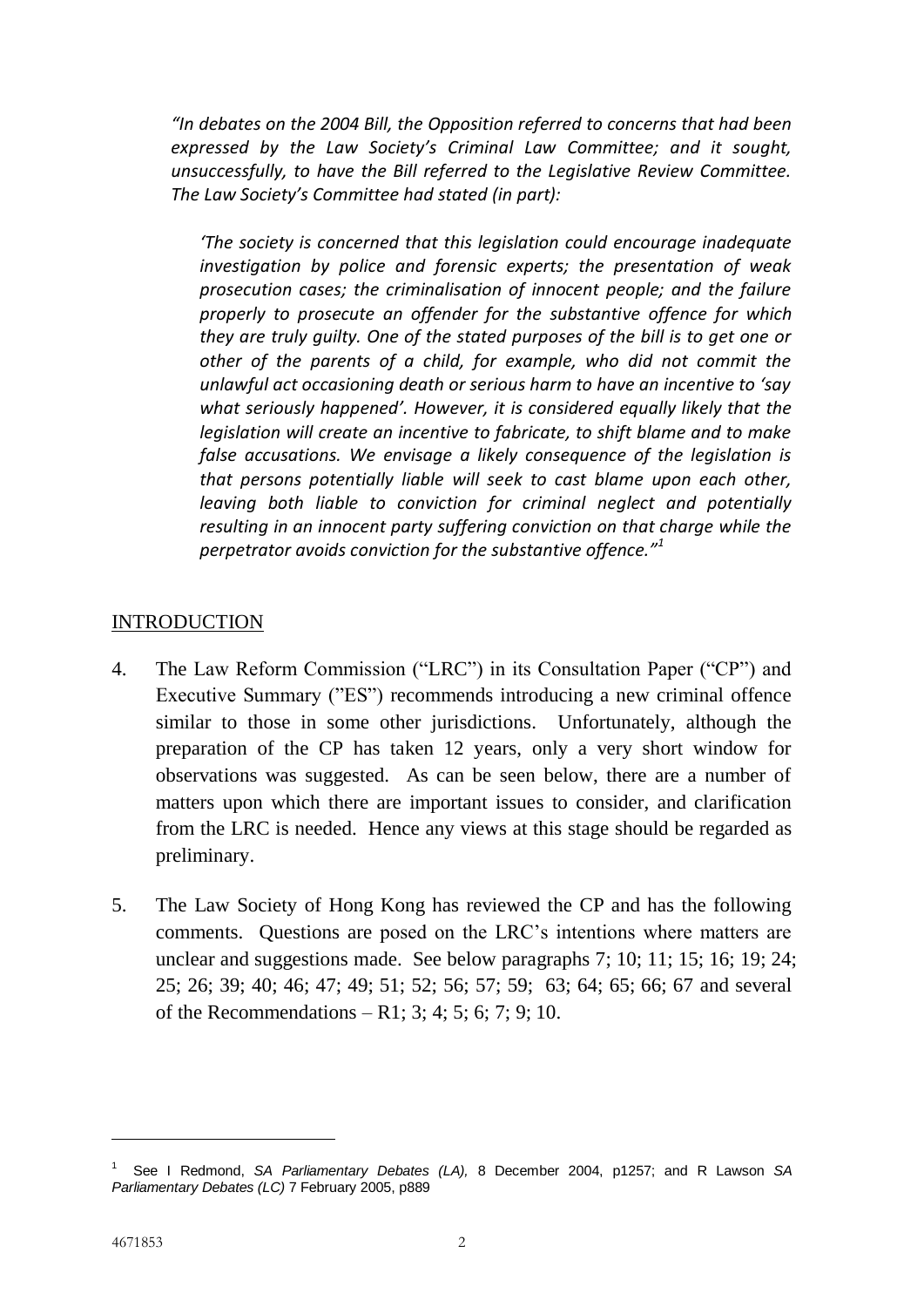*"In debates on the 2004 Bill, the Opposition referred to concerns that had been expressed by the Law Society's Criminal Law Committee; and it sought, unsuccessfully, to have the Bill referred to the Legislative Review Committee. The Law Society's Committee had stated (in part):*

> *'The society is concerned that this legislation could encourage inadequate investigation by police and forensic experts; the presentation of weak prosecution cases; the criminalisation of innocent people; and the failure properly to prosecute an offender for the substantive offence for which they are truly guilty. One of the stated purposes of the bill is to get one or other of the parents of a child, for example, who did not commit the unlawful act occasioning death or serious harm to have an incentive to 'say what seriously happened'. However, it is considered equally likely that the legislation will create an incentive to fabricate, to shift blame and to make false accusations. We envisage a likely consequence of the legislation is that persons potentially liable will seek to cast blame upon each other, leaving both liable to conviction for criminal neglect and potentially resulting in an innocent party suffering conviction on that charge while the perpetrator avoids conviction for the substantive offence."*[1]

## INTRODUCTION

4. The Law Reform Commission ("LRC") in its Consultation Paper ("CP") and Executive Summary ("ES") recommends introducing a new criminal offence similar to those in some other jurisdictions. Unfortunately, although the preparation of the CP has taken 12 years, only a very short window for observations was suggested. As can be seen below, there are a number of matters upon which there are important issues to consider, and clarification from the LRC is needed. Hence any views at this stage should be regarded as preliminary.

5. The Law Society of Hong Kong has reviewed the CP and has the following comments. Questions are posed on the LRC's intentions where matters are unclear and suggestions made. See below paragraphs 7; 10; 11; 15; 16; 19; 24; 25; 26; 39; 40; 46; 47; 49; 51; 52; 56; 57; 59; 63; 64; 65; 66; 67 and several of the Recommendations – R1; 3; 4; 5; 6; 7; 9; 10.

---

[1] See I Redmond, *SA Parliamentary Debates (LA),* 8 December 2004, p1257; and R Lawson *SA Parliamentary Debates (LC)* 7 February 2005, p889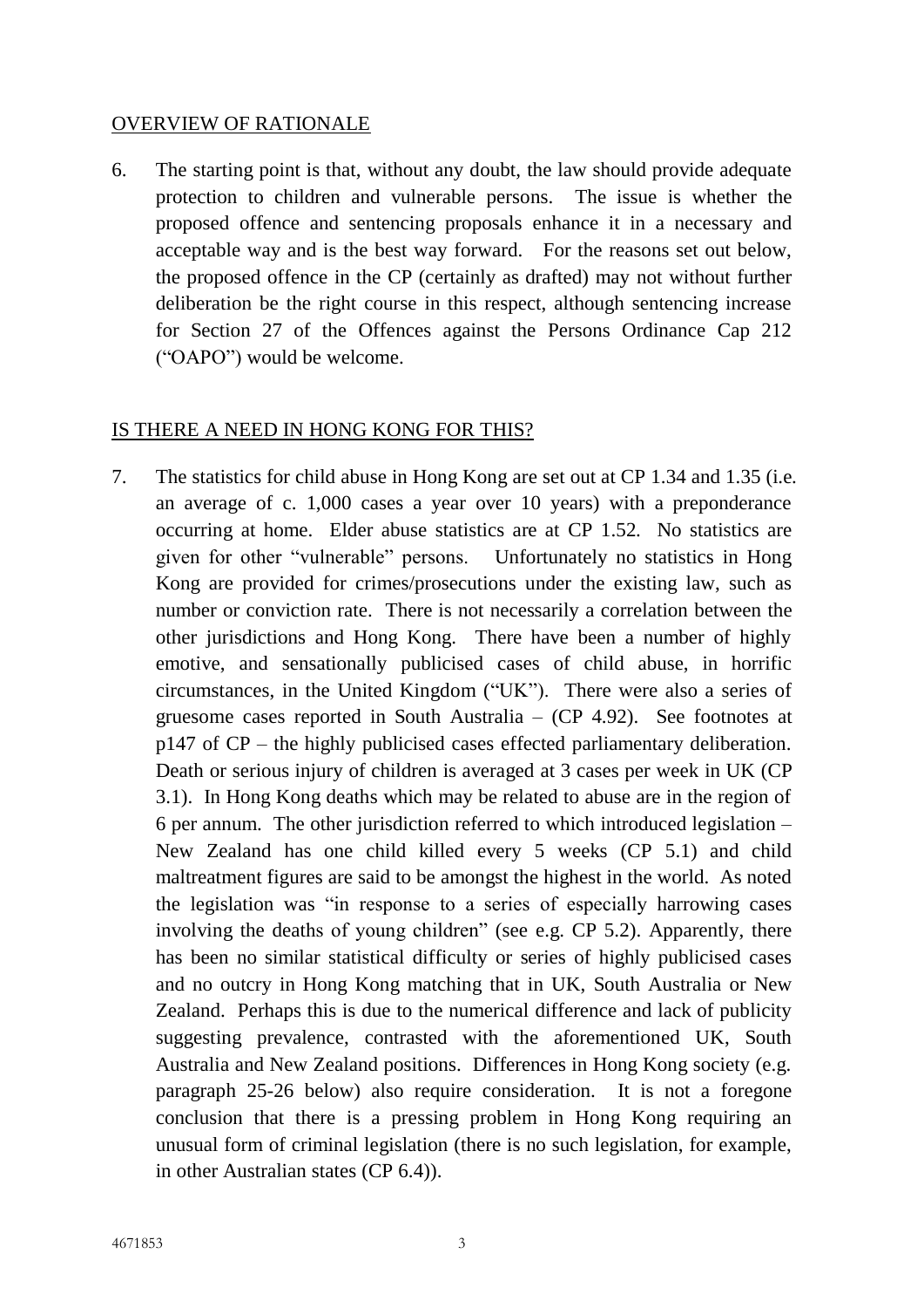<u>OVERVIEW OF RATIONALE</u>

6. The starting point is that, without any doubt, the law should provide adequate protection to children and vulnerable persons. The issue is whether the proposed offence and sentencing proposals enhance it in a necessary and acceptable way and is the best way forward. For the reasons set out below, the proposed offence in the CP (certainly as drafted) may not without further deliberation be the right course in this respect, although sentencing increase for Section 27 of the Offences against the Persons Ordinance Cap 212 ("OAPO") would be welcome.

<u>IS THERE A NEED IN HONG KONG FOR THIS?</u>

7. The statistics for child abuse in Hong Kong are set out at CP 1.34 and 1.35 (i.e. an average of c. 1,000 cases a year over 10 years) with a preponderance occurring at home. Elder abuse statistics are at CP 1.52. No statistics are given for other "vulnerable" persons. Unfortunately no statistics in Hong Kong are provided for crimes/prosecutions under the existing law, such as number or conviction rate. There is not necessarily a correlation between the other jurisdictions and Hong Kong. There have been a number of highly emotive, and sensationally publicised cases of child abuse, in horrific circumstances, in the United Kingdom ("UK"). There were also a series of gruesome cases reported in South Australia – (CP 4.92). See footnotes at p147 of CP – the highly publicised cases effected parliamentary deliberation. Death or serious injury of children is averaged at 3 cases per week in UK (CP 3.1). In Hong Kong deaths which may be related to abuse are in the region of 6 per annum. The other jurisdiction referred to which introduced legislation – New Zealand has one child killed every 5 weeks (CP 5.1) and child maltreatment figures are said to be amongst the highest in the world. As noted the legislation was "in response to a series of especially harrowing cases involving the deaths of young children" (see e.g. CP 5.2). Apparently, there has been no similar statistical difficulty or series of highly publicised cases and no outcry in Hong Kong matching that in UK, South Australia or New Zealand. Perhaps this is due to the numerical difference and lack of publicity suggesting prevalence, contrasted with the aforementioned UK, South Australia and New Zealand positions. Differences in Hong Kong society (e.g. paragraph 25-26 below) also require consideration. It is not a foregone conclusion that there is a pressing problem in Hong Kong requiring an unusual form of criminal legislation (there is no such legislation, for example, in other Australian states (CP 6.4)).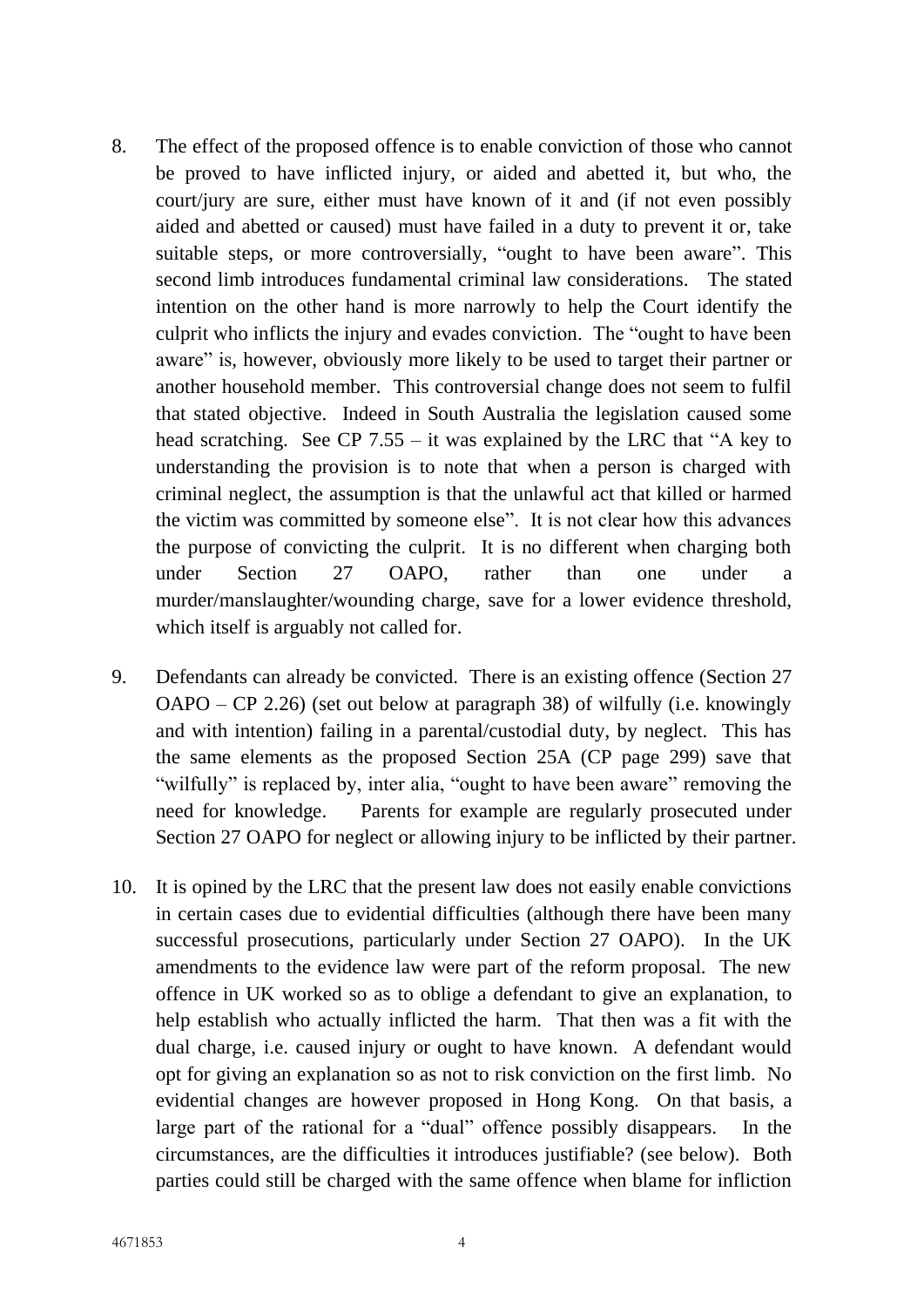8. The effect of the proposed offence is to enable conviction of those who cannot be proved to have inflicted injury, or aided and abetted it, but who, the court/jury are sure, either must have known of it and (if not even possibly aided and abetted or caused) must have failed in a duty to prevent it or, take suitable steps, or more controversially, "ought to have been aware". This second limb introduces fundamental criminal law considerations. The stated intention on the other hand is more narrowly to help the Court identify the culprit who inflicts the injury and evades conviction. The "ought to have been aware" is, however, obviously more likely to be used to target their partner or another household member. This controversial change does not seem to fulfil that stated objective. Indeed in South Australia the legislation caused some head scratching. See CP 7.55 – it was explained by the LRC that "A key to understanding the provision is to note that when a person is charged with criminal neglect, the assumption is that the unlawful act that killed or harmed the victim was committed by someone else". It is not clear how this advances the purpose of convicting the culprit. It is no different when charging both under Section 27 OAPO, rather than one under a murder/manslaughter/wounding charge, save for a lower evidence threshold, which itself is arguably not called for.

9. Defendants can already be convicted. There is an existing offence (Section 27 OAPO – CP 2.26) (set out below at paragraph 38) of wilfully (i.e. knowingly and with intention) failing in a parental/custodial duty, by neglect. This has the same elements as the proposed Section 25A (CP page 299) save that "wilfully" is replaced by, inter alia, "ought to have been aware" removing the need for knowledge. Parents for example are regularly prosecuted under Section 27 OAPO for neglect or allowing injury to be inflicted by their partner.

10. It is opined by the LRC that the present law does not easily enable convictions in certain cases due to evidential difficulties (although there have been many successful prosecutions, particularly under Section 27 OAPO). In the UK amendments to the evidence law were part of the reform proposal. The new offence in UK worked so as to oblige a defendant to give an explanation, to help establish who actually inflicted the harm. That then was a fit with the dual charge, i.e. caused injury or ought to have known. A defendant would opt for giving an explanation so as not to risk conviction on the first limb. No evidential changes are however proposed in Hong Kong. On that basis, a large part of the rational for a "dual" offence possibly disappears. In the circumstances, are the difficulties it introduces justifiable? (see below). Both parties could still be charged with the same offence when blame for infliction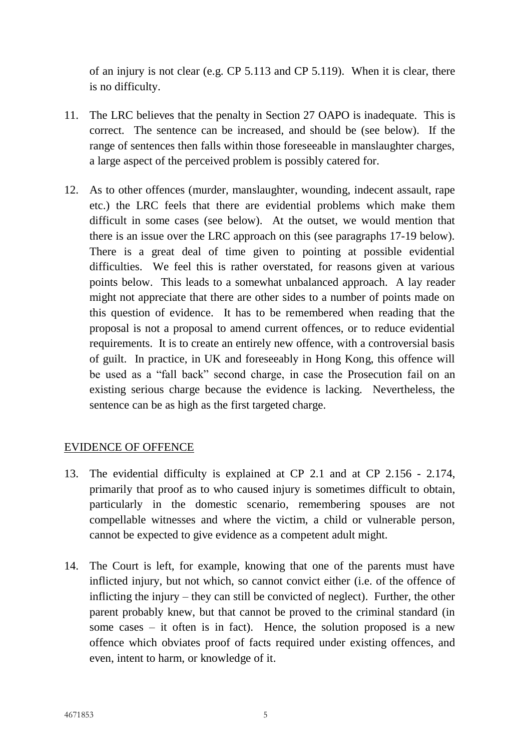of an injury is not clear (e.g. CP 5.113 and CP 5.119). When it is clear, there is no difficulty.

11. The LRC believes that the penalty in Section 27 OAPO is inadequate. This is correct. The sentence can be increased, and should be (see below). If the range of sentences then falls within those foreseeable in manslaughter charges, a large aspect of the perceived problem is possibly catered for.

12. As to other offences (murder, manslaughter, wounding, indecent assault, rape etc.) the LRC feels that there are evidential problems which make them difficult in some cases (see below). At the outset, we would mention that there is an issue over the LRC approach on this (see paragraphs 17-19 below). There is a great deal of time given to pointing at possible evidential difficulties. We feel this is rather overstated, for reasons given at various points below. This leads to a somewhat unbalanced approach. A lay reader might not appreciate that there are other sides to a number of points made on this question of evidence. It has to be remembered when reading that the proposal is not a proposal to amend current offences, or to reduce evidential requirements. It is to create an entirely new offence, with a controversial basis of guilt. In practice, in UK and foreseeably in Hong Kong, this offence will be used as a "fall back" second charge, in case the Prosecution fail on an existing serious charge because the evidence is lacking. Nevertheless, the sentence can be as high as the first targeted charge.

## EVIDENCE OF OFFENCE

13. The evidential difficulty is explained at CP 2.1 and at CP 2.156 - 2.174, primarily that proof as to who caused injury is sometimes difficult to obtain, particularly in the domestic scenario, remembering spouses are not compellable witnesses and where the victim, a child or vulnerable person, cannot be expected to give evidence as a competent adult might.

14. The Court is left, for example, knowing that one of the parents must have inflicted injury, but not which, so cannot convict either (i.e. of the offence of inflicting the injury – they can still be convicted of neglect). Further, the other parent probably knew, but that cannot be proved to the criminal standard (in some cases – it often is in fact). Hence, the solution proposed is a new offence which obviates proof of facts required under existing offences, and even, intent to harm, or knowledge of it.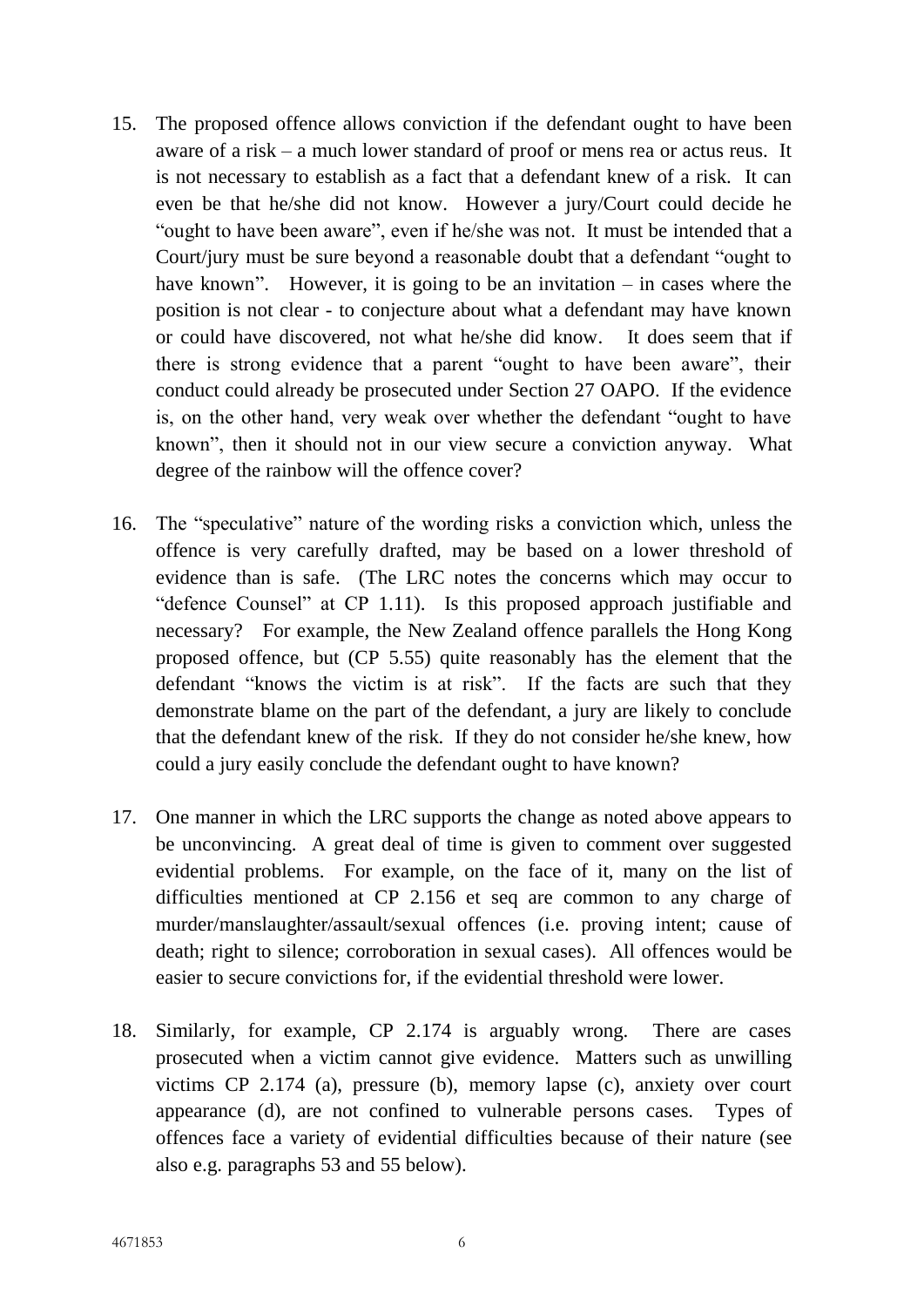15. The proposed offence allows conviction if the defendant ought to have been aware of a risk – a much lower standard of proof or mens rea or actus reus. It is not necessary to establish as a fact that a defendant knew of a risk. It can even be that he/she did not know. However a jury/Court could decide he "ought to have been aware", even if he/she was not. It must be intended that a Court/jury must be sure beyond a reasonable doubt that a defendant "ought to have known". However, it is going to be an invitation – in cases where the position is not clear - to conjecture about what a defendant may have known or could have discovered, not what he/she did know. It does seem that if there is strong evidence that a parent "ought to have been aware", their conduct could already be prosecuted under Section 27 OAPO. If the evidence is, on the other hand, very weak over whether the defendant "ought to have known", then it should not in our view secure a conviction anyway. What degree of the rainbow will the offence cover?

16. The "speculative" nature of the wording risks a conviction which, unless the offence is very carefully drafted, may be based on a lower threshold of evidence than is safe. (The LRC notes the concerns which may occur to "defence Counsel" at CP 1.11). Is this proposed approach justifiable and necessary? For example, the New Zealand offence parallels the Hong Kong proposed offence, but (CP 5.55) quite reasonably has the element that the defendant "knows the victim is at risk". If the facts are such that they demonstrate blame on the part of the defendant, a jury are likely to conclude that the defendant knew of the risk. If they do not consider he/she knew, how could a jury easily conclude the defendant ought to have known?

17. One manner in which the LRC supports the change as noted above appears to be unconvincing. A great deal of time is given to comment over suggested evidential problems. For example, on the face of it, many on the list of difficulties mentioned at CP 2.156 et seq are common to any charge of murder/manslaughter/assault/sexual offences (i.e. proving intent; cause of death; right to silence; corroboration in sexual cases). All offences would be easier to secure convictions for, if the evidential threshold were lower.

18. Similarly, for example, CP 2.174 is arguably wrong. There are cases prosecuted when a victim cannot give evidence. Matters such as unwilling victims CP 2.174 (a), pressure (b), memory lapse (c), anxiety over court appearance (d), are not confined to vulnerable persons cases. Types of offences face a variety of evidential difficulties because of their nature (see also e.g. paragraphs 53 and 55 below).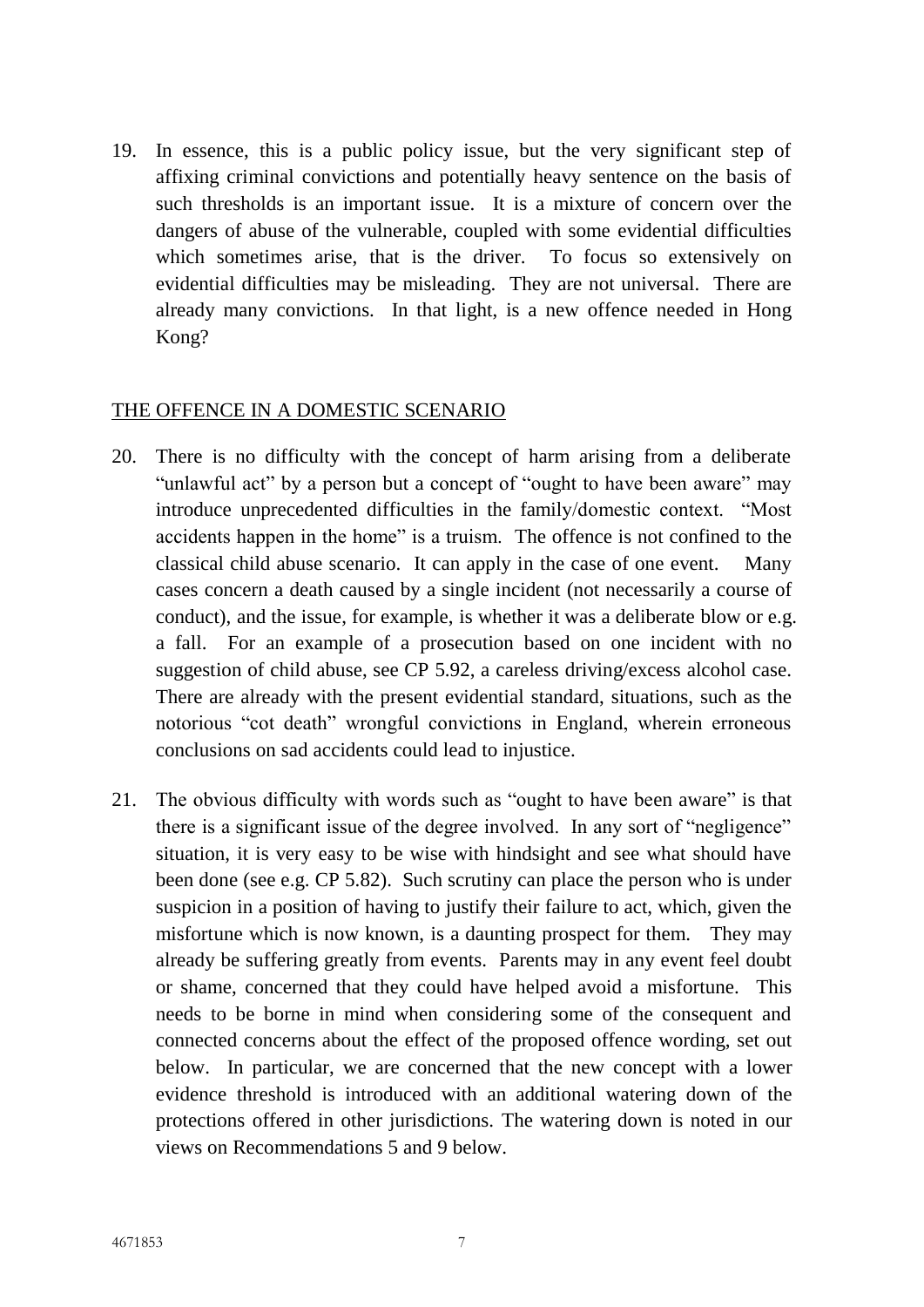19. In essence, this is a public policy issue, but the very significant step of affixing criminal convictions and potentially heavy sentence on the basis of such thresholds is an important issue. It is a mixture of concern over the dangers of abuse of the vulnerable, coupled with some evidential difficulties which sometimes arise, that is the driver. To focus so extensively on evidential difficulties may be misleading. They are not universal. There are already many convictions. In that light, is a new offence needed in Hong Kong?

## THE OFFENCE IN A DOMESTIC SCENARIO

20. There is no difficulty with the concept of harm arising from a deliberate "unlawful act" by a person but a concept of "ought to have been aware" may introduce unprecedented difficulties in the family/domestic context. "Most accidents happen in the home" is a truism. The offence is not confined to the classical child abuse scenario. It can apply in the case of one event. Many cases concern a death caused by a single incident (not necessarily a course of conduct), and the issue, for example, is whether it was a deliberate blow or e.g. a fall. For an example of a prosecution based on one incident with no suggestion of child abuse, see CP 5.92, a careless driving/excess alcohol case. There are already with the present evidential standard, situations, such as the notorious "cot death" wrongful convictions in England, wherein erroneous conclusions on sad accidents could lead to injustice.

21. The obvious difficulty with words such as "ought to have been aware" is that there is a significant issue of the degree involved. In any sort of "negligence" situation, it is very easy to be wise with hindsight and see what should have been done (see e.g. CP 5.82). Such scrutiny can place the person who is under suspicion in a position of having to justify their failure to act, which, given the misfortune which is now known, is a daunting prospect for them. They may already be suffering greatly from events. Parents may in any event feel doubt or shame, concerned that they could have helped avoid a misfortune. This needs to be borne in mind when considering some of the consequent and connected concerns about the effect of the proposed offence wording, set out below. In particular, we are concerned that the new concept with a lower evidence threshold is introduced with an additional watering down of the protections offered in other jurisdictions. The watering down is noted in our views on Recommendations 5 and 9 below.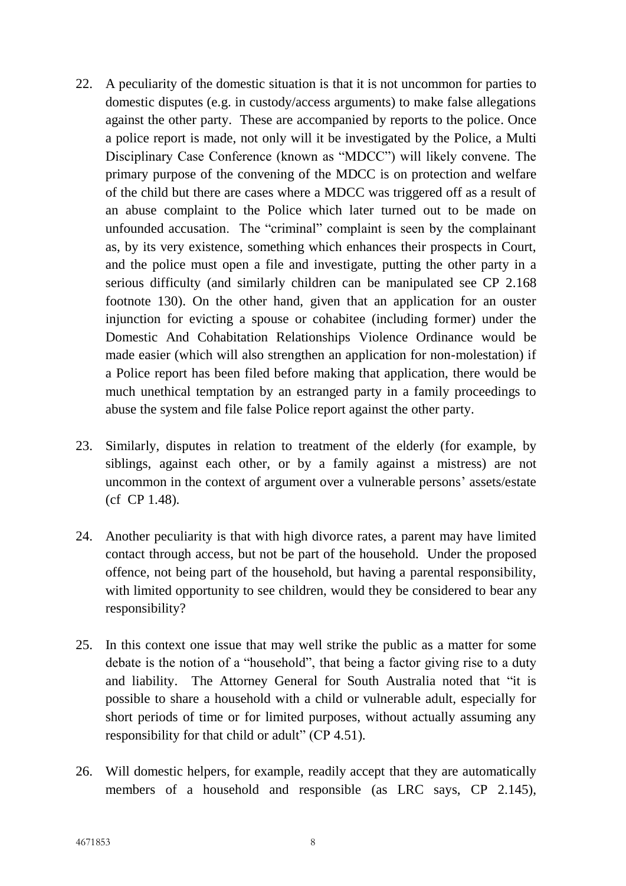22. A peculiarity of the domestic situation is that it is not uncommon for parties to domestic disputes (e.g. in custody/access arguments) to make false allegations against the other party. These are accompanied by reports to the police. Once a police report is made, not only will it be investigated by the Police, a Multi Disciplinary Case Conference (known as "MDCC") will likely convene. The primary purpose of the convening of the MDCC is on protection and welfare of the child but there are cases where a MDCC was triggered off as a result of an abuse complaint to the Police which later turned out to be made on unfounded accusation. The "criminal" complaint is seen by the complainant as, by its very existence, something which enhances their prospects in Court, and the police must open a file and investigate, putting the other party in a serious difficulty (and similarly children can be manipulated see CP 2.168 footnote 130). On the other hand, given that an application for an ouster injunction for evicting a spouse or cohabitee (including former) under the Domestic And Cohabitation Relationships Violence Ordinance would be made easier (which will also strengthen an application for non-molestation) if a Police report has been filed before making that application, there would be much unethical temptation by an estranged party in a family proceedings to abuse the system and file false Police report against the other party.

23. Similarly, disputes in relation to treatment of the elderly (for example, by siblings, against each other, or by a family against a mistress) are not uncommon in the context of argument over a vulnerable persons' assets/estate (cf CP 1.48).

24. Another peculiarity is that with high divorce rates, a parent may have limited contact through access, but not be part of the household. Under the proposed offence, not being part of the household, but having a parental responsibility, with limited opportunity to see children, would they be considered to bear any responsibility?

25. In this context one issue that may well strike the public as a matter for some debate is the notion of a "household", that being a factor giving rise to a duty and liability. The Attorney General for South Australia noted that "it is possible to share a household with a child or vulnerable adult, especially for short periods of time or for limited purposes, without actually assuming any responsibility for that child or adult" (CP 4.51).

26. Will domestic helpers, for example, readily accept that they are automatically members of a household and responsible (as LRC says, CP 2.145),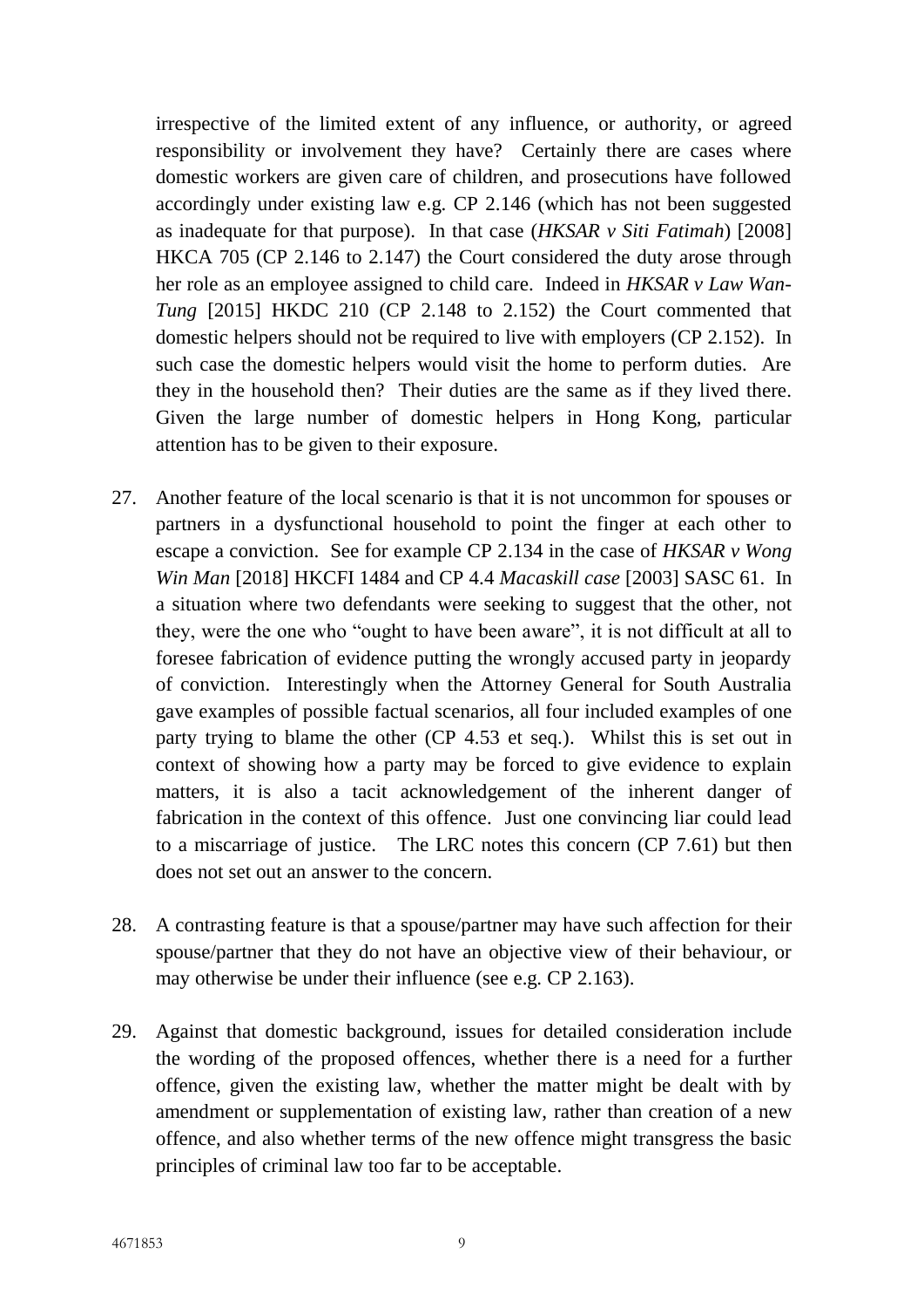irrespective of the limited extent of any influence, or authority, or agreed responsibility or involvement they have? Certainly there are cases where domestic workers are given care of children, and prosecutions have followed accordingly under existing law e.g. CP 2.146 (which has not been suggested as inadequate for that purpose). In that case (*HKSAR v Siti Fatimah*) [2008] HKCA 705 (CP 2.146 to 2.147) the Court considered the duty arose through her role as an employee assigned to child care. Indeed in *HKSAR v Law Wan-Tung* [2015] HKDC 210 (CP 2.148 to 2.152) the Court commented that domestic helpers should not be required to live with employers (CP 2.152). In such case the domestic helpers would visit the home to perform duties. Are they in the household then? Their duties are the same as if they lived there. Given the large number of domestic helpers in Hong Kong, particular attention has to be given to their exposure.

27. Another feature of the local scenario is that it is not uncommon for spouses or partners in a dysfunctional household to point the finger at each other to escape a conviction. See for example CP 2.134 in the case of *HKSAR v Wong Win Man* [2018] HKCFI 1484 and CP 4.4 *Macaskill case* [2003] SASC 61. In a situation where two defendants were seeking to suggest that the other, not they, were the one who "ought to have been aware", it is not difficult at all to foresee fabrication of evidence putting the wrongly accused party in jeopardy of conviction. Interestingly when the Attorney General for South Australia gave examples of possible factual scenarios, all four included examples of one party trying to blame the other (CP 4.53 et seq.). Whilst this is set out in context of showing how a party may be forced to give evidence to explain matters, it is also a tacit acknowledgement of the inherent danger of fabrication in the context of this offence. Just one convincing liar could lead to a miscarriage of justice. The LRC notes this concern (CP 7.61) but then does not set out an answer to the concern.

28. A contrasting feature is that a spouse/partner may have such affection for their spouse/partner that they do not have an objective view of their behaviour, or may otherwise be under their influence (see e.g. CP 2.163).

29. Against that domestic background, issues for detailed consideration include the wording of the proposed offences, whether there is a need for a further offence, given the existing law, whether the matter might be dealt with by amendment or supplementation of existing law, rather than creation of a new offence, and also whether terms of the new offence might transgress the basic principles of criminal law too far to be acceptable.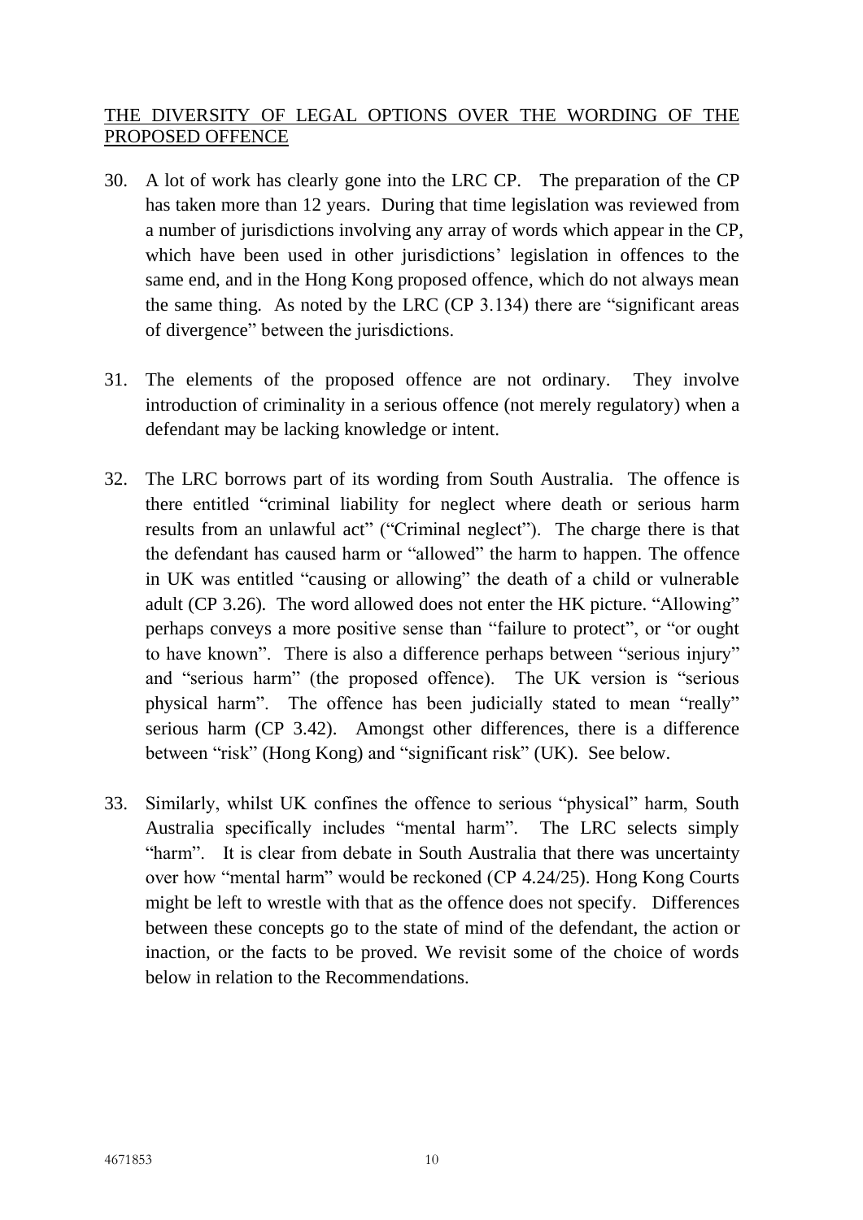<u>THE DIVERSITY OF LEGAL OPTIONS OVER THE WORDING OF THE PROPOSED OFFENCE</u>

30. A lot of work has clearly gone into the LRC CP. The preparation of the CP has taken more than 12 years. During that time legislation was reviewed from a number of jurisdictions involving any array of words which appear in the CP, which have been used in other jurisdictions' legislation in offences to the same end, and in the Hong Kong proposed offence, which do not always mean the same thing. As noted by the LRC (CP 3.134) there are "significant areas of divergence" between the jurisdictions.

31. The elements of the proposed offence are not ordinary. They involve introduction of criminality in a serious offence (not merely regulatory) when a defendant may be lacking knowledge or intent.

32. The LRC borrows part of its wording from South Australia. The offence is there entitled "criminal liability for neglect where death or serious harm results from an unlawful act" ("Criminal neglect"). The charge there is that the defendant has caused harm or "allowed" the harm to happen. The offence in UK was entitled "causing or allowing" the death of a child or vulnerable adult (CP 3.26). The word allowed does not enter the HK picture. "Allowing" perhaps conveys a more positive sense than "failure to protect", or "or ought to have known". There is also a difference perhaps between "serious injury" and "serious harm" (the proposed offence). The UK version is "serious physical harm". The offence has been judicially stated to mean "really" serious harm (CP 3.42). Amongst other differences, there is a difference between "risk" (Hong Kong) and "significant risk" (UK). See below.

33. Similarly, whilst UK confines the offence to serious "physical" harm, South Australia specifically includes "mental harm". The LRC selects simply "harm". It is clear from debate in South Australia that there was uncertainty over how "mental harm" would be reckoned (CP 4.24/25). Hong Kong Courts might be left to wrestle with that as the offence does not specify. Differences between these concepts go to the state of mind of the defendant, the action or inaction, or the facts to be proved. We revisit some of the choice of words below in relation to the Recommendations.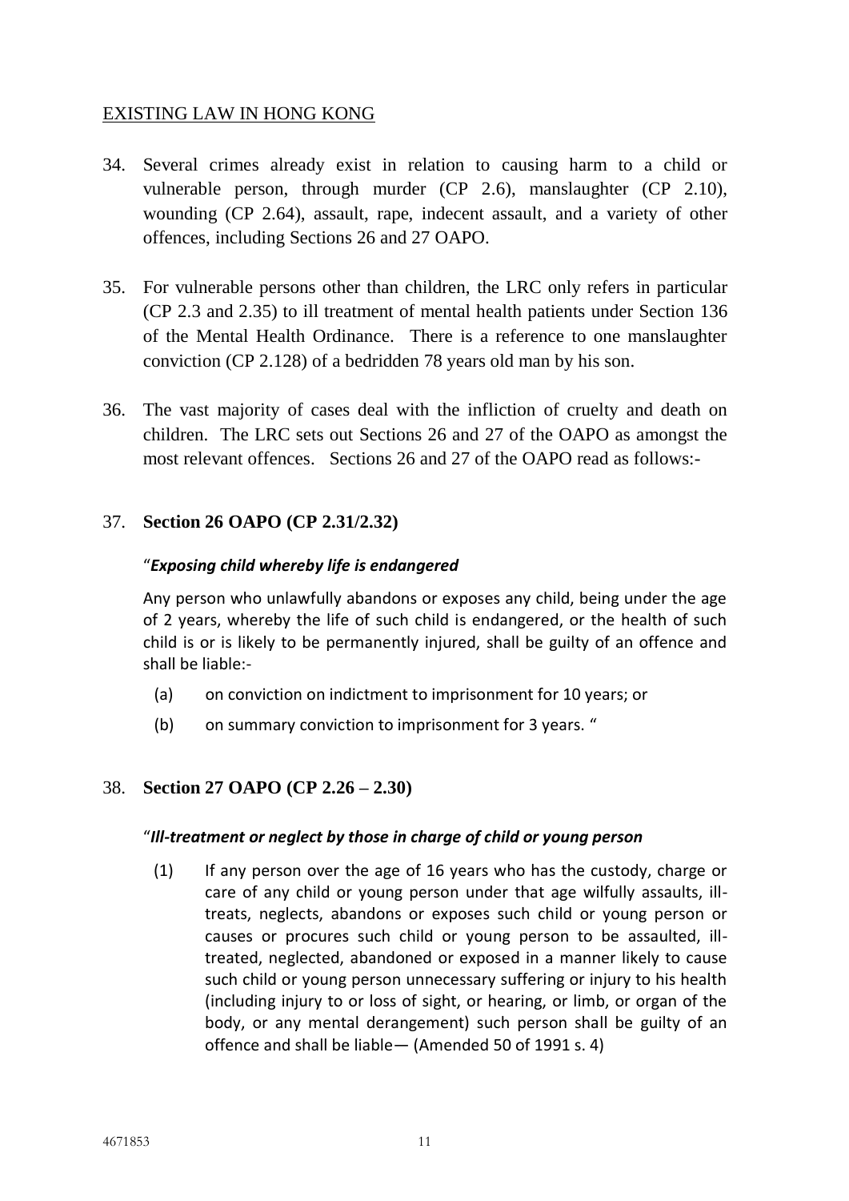EXISTING LAW IN HONG KONG

34. Several crimes already exist in relation to causing harm to a child or vulnerable person, through murder (CP 2.6), manslaughter (CP 2.10), wounding (CP 2.64), assault, rape, indecent assault, and a variety of other offences, including Sections 26 and 27 OAPO.

35. For vulnerable persons other than children, the LRC only refers in particular (CP 2.3 and 2.35) to ill treatment of mental health patients under Section 136 of the Mental Health Ordinance. There is a reference to one manslaughter conviction (CP 2.128) of a bedridden 78 years old man by his son.

36. The vast majority of cases deal with the infliction of cruelty and death on children. The LRC sets out Sections 26 and 27 of the OAPO as amongst the most relevant offences. Sections 26 and 27 of the OAPO read as follows:-

37. **Section 26 OAPO (CP 2.31/2.32)**

   "***Exposing child whereby life is endangered***

   Any person who unlawfully abandons or exposes any child, being under the age of 2 years, whereby the life of such child is endangered, or the health of such child is or is likely to be permanently injured, shall be guilty of an offence and shall be liable:-

   (a) on conviction on indictment to imprisonment for 10 years; or

   (b) on summary conviction to imprisonment for 3 years. "

38. **Section 27 OAPO (CP 2.26 – 2.30)**

   "***Ill-treatment or neglect by those in charge of child or young person***

   (1) If any person over the age of 16 years who has the custody, charge or care of any child or young person under that age wilfully assaults, ill-treats, neglects, abandons or exposes such child or young person or causes or procures such child or young person to be assaulted, ill-treated, neglected, abandoned or exposed in a manner likely to cause such child or young person unnecessary suffering or injury to his health (including injury to or loss of sight, or hearing, or limb, or organ of the body, or any mental derangement) such person shall be guilty of an offence and shall be liable— (Amended 50 of 1991 s. 4)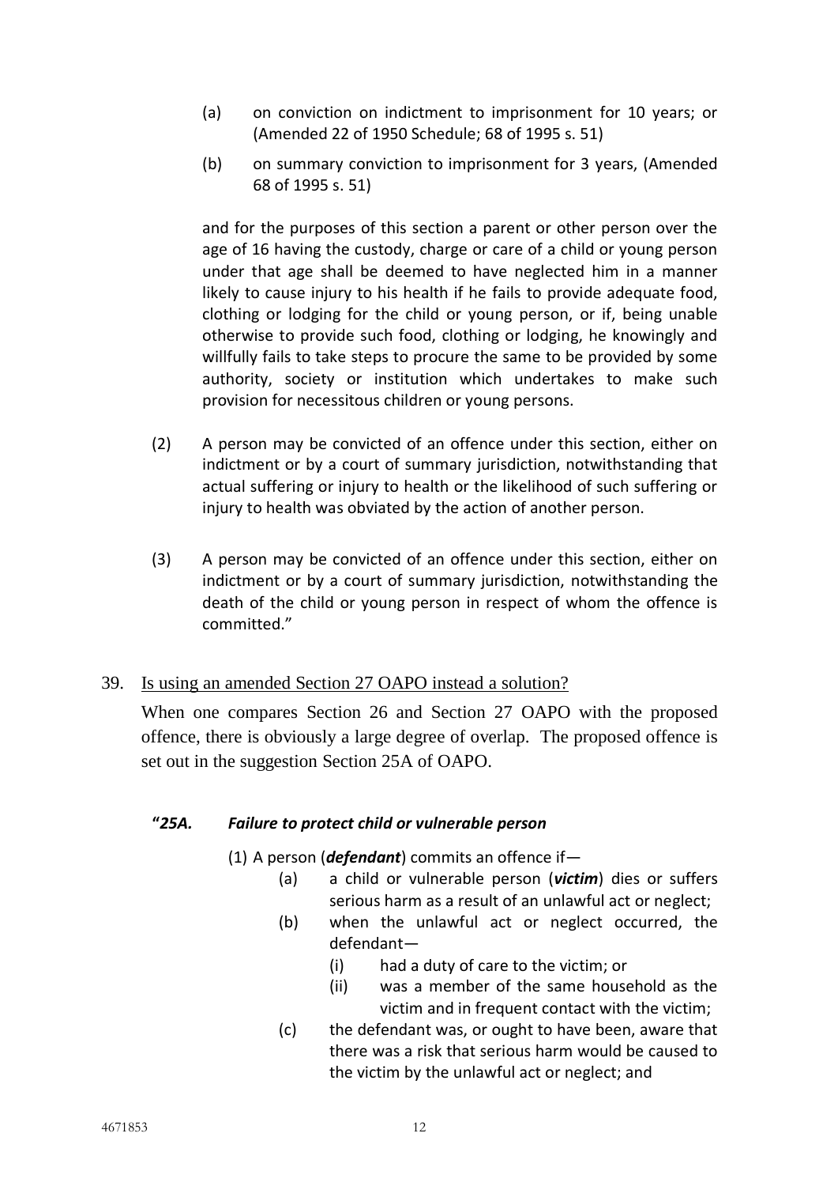(a) on conviction on indictment to imprisonment for 10 years; or (Amended 22 of 1950 Schedule; 68 of 1995 s. 51)

(b) on summary conviction to imprisonment for 3 years, (Amended 68 of 1995 s. 51)

and for the purposes of this section a parent or other person over the age of 16 having the custody, charge or care of a child or young person under that age shall be deemed to have neglected him in a manner likely to cause injury to his health if he fails to provide adequate food, clothing or lodging for the child or young person, or if, being unable otherwise to provide such food, clothing or lodging, he knowingly and willfully fails to take steps to procure the same to be provided by some authority, society or institution which undertakes to make such provision for necessitous children or young persons.

(2) A person may be convicted of an offence under this section, either on indictment or by a court of summary jurisdiction, notwithstanding that actual suffering or injury to health or the likelihood of such suffering or injury to health was obviated by the action of another person.

(3) A person may be convicted of an offence under this section, either on indictment or by a court of summary jurisdiction, notwithstanding the death of the child or young person in respect of whom the offence is committed."

39. Is using an amended Section 27 OAPO instead a solution?

When one compares Section 26 and Section 27 OAPO with the proposed offence, there is obviously a large degree of overlap. The proposed offence is set out in the suggestion Section 25A of OAPO.

***"25A. Failure to protect child or vulnerable person***

(1) A person (***defendant***) commits an offence if—

(a) a child or vulnerable person (***victim***) dies or suffers serious harm as a result of an unlawful act or neglect;

(b) when the unlawful act or neglect occurred, the defendant—

(i) had a duty of care to the victim; or

(ii) was a member of the same household as the victim and in frequent contact with the victim;

(c) the defendant was, or ought to have been, aware that there was a risk that serious harm would be caused to the victim by the unlawful act or neglect; and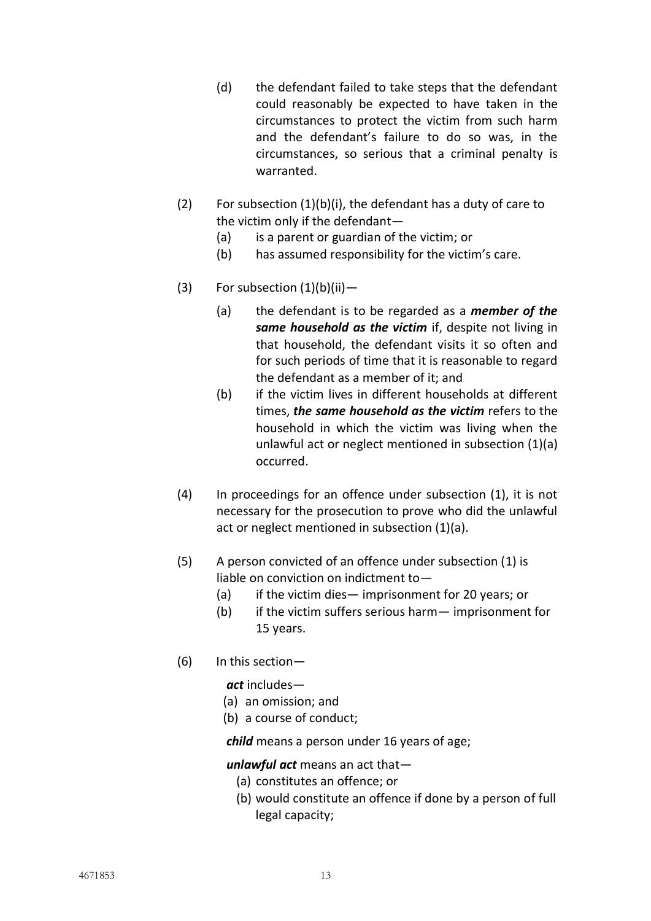(d) the defendant failed to take steps that the defendant could reasonably be expected to have taken in the circumstances to protect the victim from such harm and the defendant's failure to do so was, in the circumstances, so serious that a criminal penalty is warranted.

(2) For subsection (1)(b)(i), the defendant has a duty of care to the victim only if the defendant—

(a) is a parent or guardian of the victim; or

(b) has assumed responsibility for the victim's care.

(3) For subsection (1)(b)(ii)—

(a) the defendant is to be regarded as a ***member of the same household as the victim*** if, despite not living in that household, the defendant visits it so often and for such periods of time that it is reasonable to regard the defendant as a member of it; and

(b) if the victim lives in different households at different times, ***the same household as the victim*** refers to the household in which the victim was living when the unlawful act or neglect mentioned in subsection (1)(a) occurred.

(4) In proceedings for an offence under subsection (1), it is not necessary for the prosecution to prove who did the unlawful act or neglect mentioned in subsection (1)(a).

(5) A person convicted of an offence under subsection (1) is liable on conviction on indictment to—

(a) if the victim dies— imprisonment for 20 years; or

(b) if the victim suffers serious harm— imprisonment for 15 years.

(6) In this section—

***act*** includes—

(a) an omission; and

(b) a course of conduct;

***child*** means a person under 16 years of age;

***unlawful act*** means an act that—

(a) constitutes an offence; or

(b) would constitute an offence if done by a person of full legal capacity;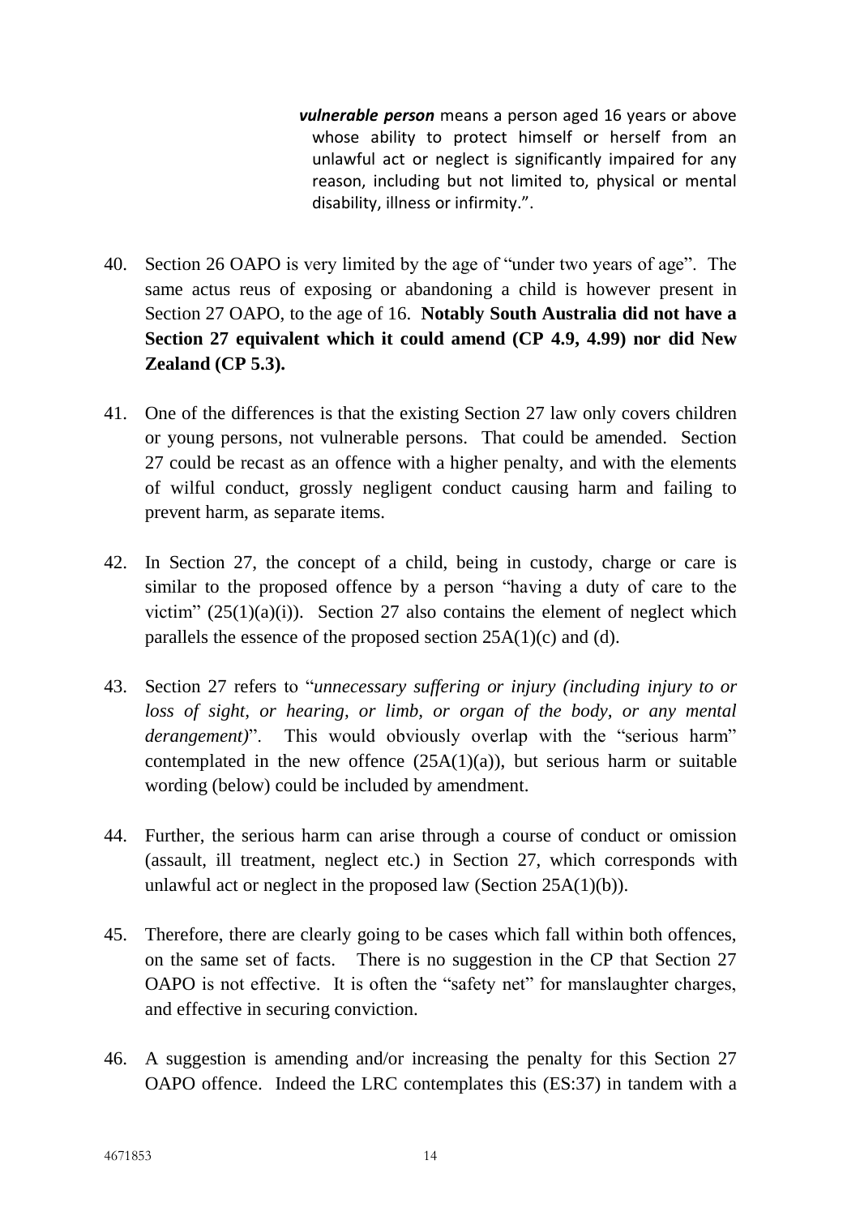***vulnerable person*** means a person aged 16 years or above whose ability to protect himself or herself from an unlawful act or neglect is significantly impaired for any reason, including but not limited to, physical or mental disability, illness or infirmity.".

40. Section 26 OAPO is very limited by the age of "under two years of age". The same actus reus of exposing or abandoning a child is however present in Section 27 OAPO, to the age of 16. **Notably South Australia did not have a Section 27 equivalent which it could amend (CP 4.9, 4.99) nor did New Zealand (CP 5.3).**

41. One of the differences is that the existing Section 27 law only covers children or young persons, not vulnerable persons. That could be amended. Section 27 could be recast as an offence with a higher penalty, and with the elements of wilful conduct, grossly negligent conduct causing harm and failing to prevent harm, as separate items.

42. In Section 27, the concept of a child, being in custody, charge or care is similar to the proposed offence by a person "having a duty of care to the victim" (25(1)(a)(i)). Section 27 also contains the element of neglect which parallels the essence of the proposed section 25A(1)(c) and (d).

43. Section 27 refers to "*unnecessary suffering or injury (including injury to or loss of sight, or hearing, or limb, or organ of the body, or any mental derangement)*". This would obviously overlap with the "serious harm" contemplated in the new offence (25A(1)(a)), but serious harm or suitable wording (below) could be included by amendment.

44. Further, the serious harm can arise through a course of conduct or omission (assault, ill treatment, neglect etc.) in Section 27, which corresponds with unlawful act or neglect in the proposed law (Section 25A(1)(b)).

45. Therefore, there are clearly going to be cases which fall within both offences, on the same set of facts. There is no suggestion in the CP that Section 27 OAPO is not effective. It is often the "safety net" for manslaughter charges, and effective in securing conviction.

46. A suggestion is amending and/or increasing the penalty for this Section 27 OAPO offence. Indeed the LRC contemplates this (ES:37) in tandem with a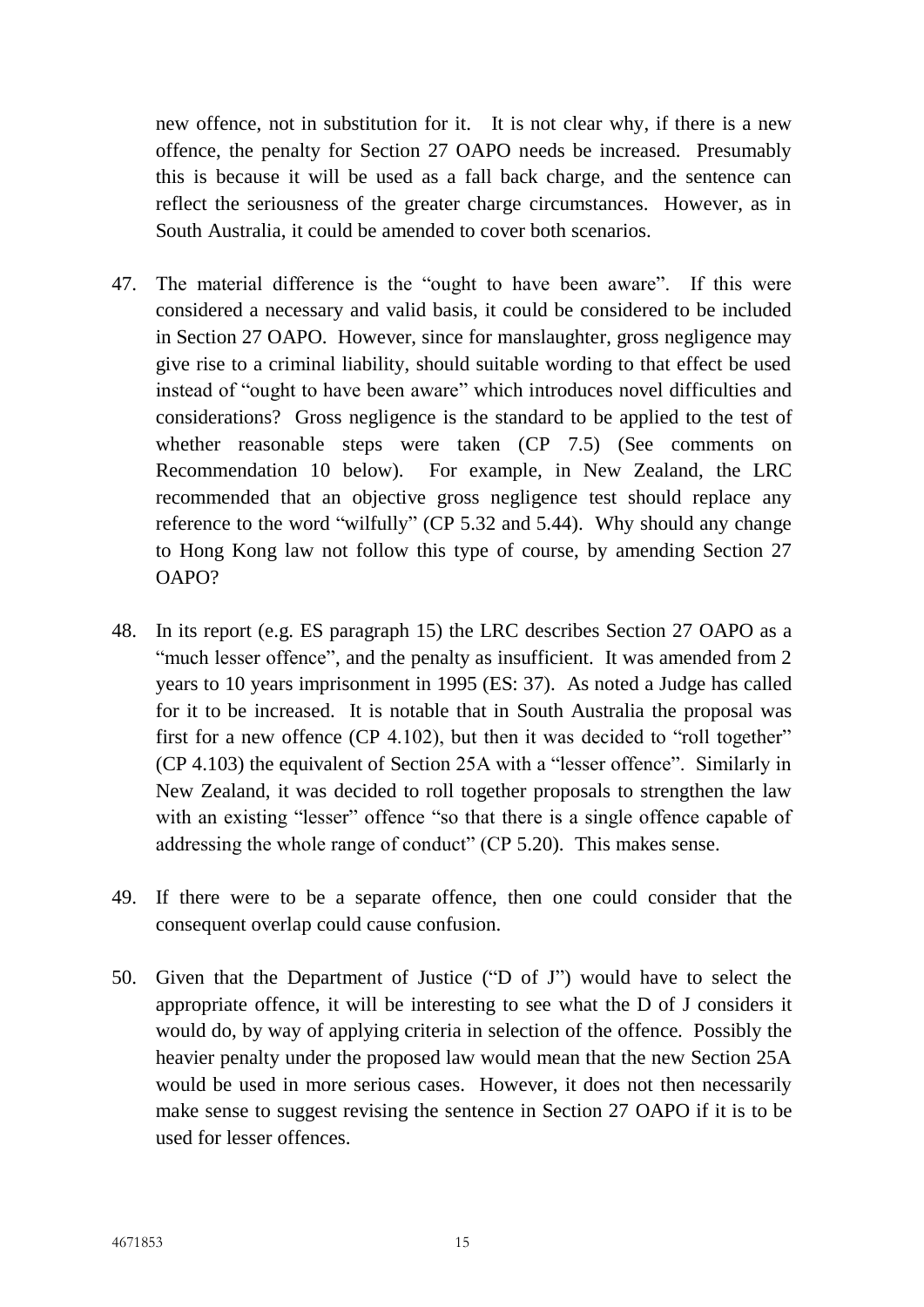new offence, not in substitution for it. It is not clear why, if there is a new offence, the penalty for Section 27 OAPO needs be increased. Presumably this is because it will be used as a fall back charge, and the sentence can reflect the seriousness of the greater charge circumstances. However, as in South Australia, it could be amended to cover both scenarios.

47. The material difference is the "ought to have been aware". If this were considered a necessary and valid basis, it could be considered to be included in Section 27 OAPO. However, since for manslaughter, gross negligence may give rise to a criminal liability, should suitable wording to that effect be used instead of "ought to have been aware" which introduces novel difficulties and considerations? Gross negligence is the standard to be applied to the test of whether reasonable steps were taken (CP 7.5) (See comments on Recommendation 10 below). For example, in New Zealand, the LRC recommended that an objective gross negligence test should replace any reference to the word "wilfully" (CP 5.32 and 5.44). Why should any change to Hong Kong law not follow this type of course, by amending Section 27 OAPO?

48. In its report (e.g. ES paragraph 15) the LRC describes Section 27 OAPO as a "much lesser offence", and the penalty as insufficient. It was amended from 2 years to 10 years imprisonment in 1995 (ES: 37). As noted a Judge has called for it to be increased. It is notable that in South Australia the proposal was first for a new offence (CP 4.102), but then it was decided to "roll together" (CP 4.103) the equivalent of Section 25A with a "lesser offence". Similarly in New Zealand, it was decided to roll together proposals to strengthen the law with an existing "lesser" offence "so that there is a single offence capable of addressing the whole range of conduct" (CP 5.20). This makes sense.

49. If there were to be a separate offence, then one could consider that the consequent overlap could cause confusion.

50. Given that the Department of Justice ("D of J") would have to select the appropriate offence, it will be interesting to see what the D of J considers it would do, by way of applying criteria in selection of the offence. Possibly the heavier penalty under the proposed law would mean that the new Section 25A would be used in more serious cases. However, it does not then necessarily make sense to suggest revising the sentence in Section 27 OAPO if it is to be used for lesser offences.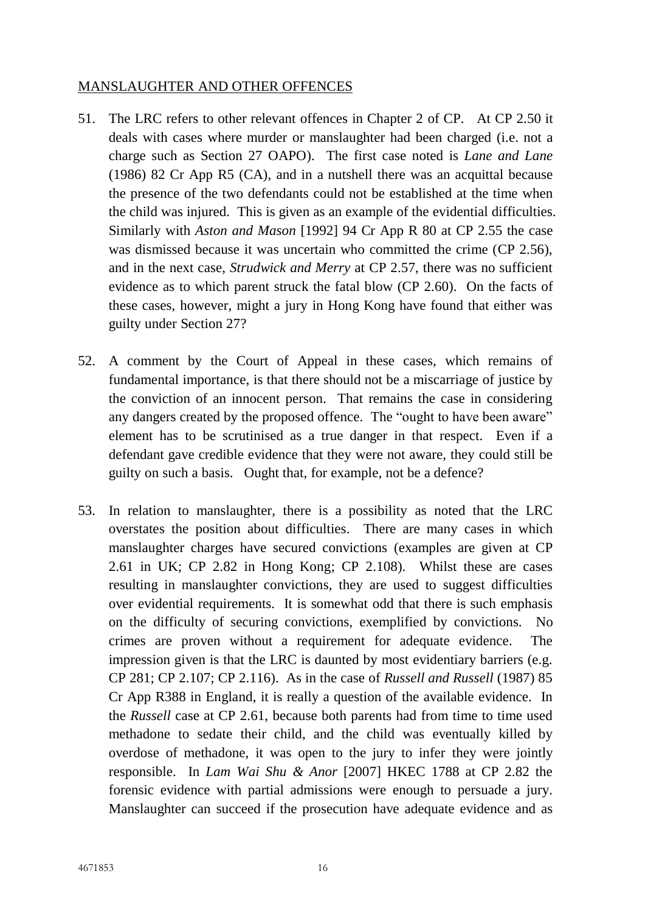## MANSLAUGHTER AND OTHER OFFENCES

51. The LRC refers to other relevant offences in Chapter 2 of CP. At CP 2.50 it deals with cases where murder or manslaughter had been charged (i.e. not a charge such as Section 27 OAPO). The first case noted is *Lane and Lane* (1986) 82 Cr App R5 (CA), and in a nutshell there was an acquittal because the presence of the two defendants could not be established at the time when the child was injured. This is given as an example of the evidential difficulties. Similarly with *Aston and Mason* [1992] 94 Cr App R 80 at CP 2.55 the case was dismissed because it was uncertain who committed the crime (CP 2.56), and in the next case, *Strudwick and Merry* at CP 2.57, there was no sufficient evidence as to which parent struck the fatal blow (CP 2.60). On the facts of these cases, however, might a jury in Hong Kong have found that either was guilty under Section 27?

52. A comment by the Court of Appeal in these cases, which remains of fundamental importance, is that there should not be a miscarriage of justice by the conviction of an innocent person. That remains the case in considering any dangers created by the proposed offence. The "ought to have been aware" element has to be scrutinised as a true danger in that respect. Even if a defendant gave credible evidence that they were not aware, they could still be guilty on such a basis. Ought that, for example, not be a defence?

53. In relation to manslaughter, there is a possibility as noted that the LRC overstates the position about difficulties. There are many cases in which manslaughter charges have secured convictions (examples are given at CP 2.61 in UK; CP 2.82 in Hong Kong; CP 2.108). Whilst these are cases resulting in manslaughter convictions, they are used to suggest difficulties over evidential requirements. It is somewhat odd that there is such emphasis on the difficulty of securing convictions, exemplified by convictions. No crimes are proven without a requirement for adequate evidence. The impression given is that the LRC is daunted by most evidentiary barriers (e.g. CP 281; CP 2.107; CP 2.116). As in the case of *Russell and Russell* (1987) 85 Cr App R388 in England, it is really a question of the available evidence. In the *Russell* case at CP 2.61, because both parents had from time to time used methadone to sedate their child, and the child was eventually killed by overdose of methadone, it was open to the jury to infer they were jointly responsible. In *Lam Wai Shu & Anor* [2007] HKEC 1788 at CP 2.82 the forensic evidence with partial admissions were enough to persuade a jury. Manslaughter can succeed if the prosecution have adequate evidence and as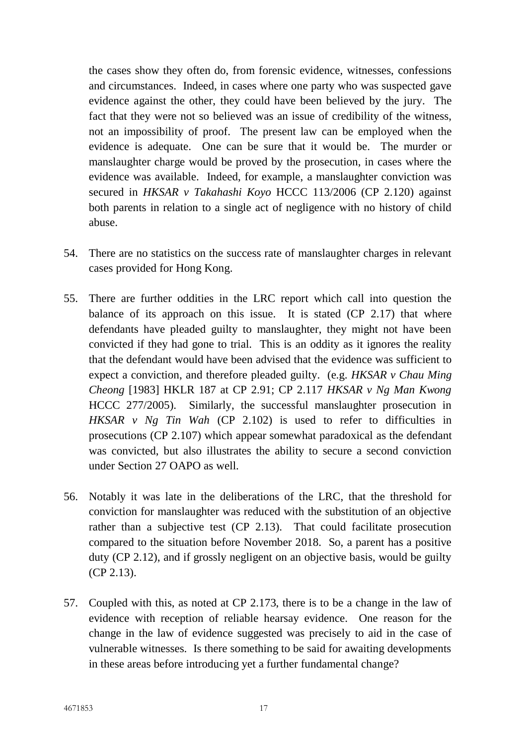the cases show they often do, from forensic evidence, witnesses, confessions and circumstances. Indeed, in cases where one party who was suspected gave evidence against the other, they could have been believed by the jury. The fact that they were not so believed was an issue of credibility of the witness, not an impossibility of proof. The present law can be employed when the evidence is adequate. One can be sure that it would be. The murder or manslaughter charge would be proved by the prosecution, in cases where the evidence was available. Indeed, for example, a manslaughter conviction was secured in *HKSAR v Takahashi Koyo* HCCC 113/2006 (CP 2.120) against both parents in relation to a single act of negligence with no history of child abuse.

54. There are no statistics on the success rate of manslaughter charges in relevant cases provided for Hong Kong.

55. There are further oddities in the LRC report which call into question the balance of its approach on this issue. It is stated (CP 2.17) that where defendants have pleaded guilty to manslaughter, they might not have been convicted if they had gone to trial. This is an oddity as it ignores the reality that the defendant would have been advised that the evidence was sufficient to expect a conviction, and therefore pleaded guilty. (e.g. *HKSAR v Chau Ming Cheong* [1983] HKLR 187 at CP 2.91; CP 2.117 *HKSAR v Ng Man Kwong* HCCC 277/2005). Similarly, the successful manslaughter prosecution in *HKSAR v Ng Tin Wah* (CP 2.102) is used to refer to difficulties in prosecutions (CP 2.107) which appear somewhat paradoxical as the defendant was convicted, but also illustrates the ability to secure a second conviction under Section 27 OAPO as well.

56. Notably it was late in the deliberations of the LRC, that the threshold for conviction for manslaughter was reduced with the substitution of an objective rather than a subjective test (CP 2.13). That could facilitate prosecution compared to the situation before November 2018. So, a parent has a positive duty (CP 2.12), and if grossly negligent on an objective basis, would be guilty (CP 2.13).

57. Coupled with this, as noted at CP 2.173, there is to be a change in the law of evidence with reception of reliable hearsay evidence. One reason for the change in the law of evidence suggested was precisely to aid in the case of vulnerable witnesses. Is there something to be said for awaiting developments in these areas before introducing yet a further fundamental change?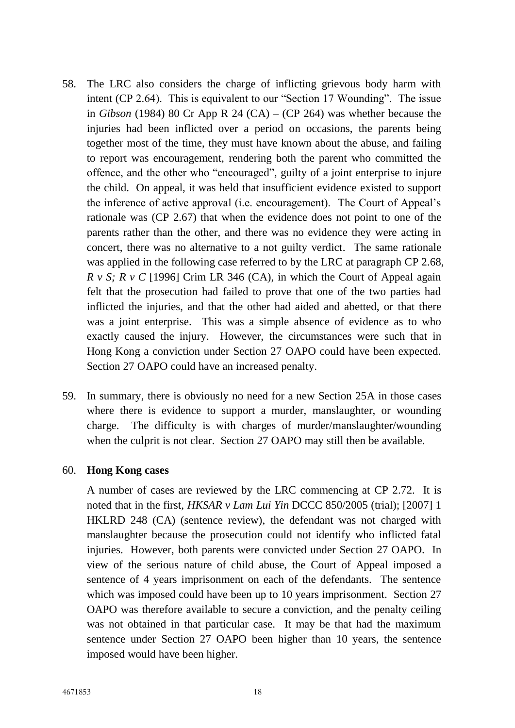58. The LRC also considers the charge of inflicting grievous body harm with intent (CP 2.64). This is equivalent to our "Section 17 Wounding". The issue in *Gibson* (1984) 80 Cr App R 24 (CA) – (CP 264) was whether because the injuries had been inflicted over a period on occasions, the parents being together most of the time, they must have known about the abuse, and failing to report was encouragement, rendering both the parent who committed the offence, and the other who "encouraged", guilty of a joint enterprise to injure the child. On appeal, it was held that insufficient evidence existed to support the inference of active approval (i.e. encouragement). The Court of Appeal's rationale was (CP 2.67) that when the evidence does not point to one of the parents rather than the other, and there was no evidence they were acting in concert, there was no alternative to a not guilty verdict. The same rationale was applied in the following case referred to by the LRC at paragraph CP 2.68, *R v S; R v C* [1996] Crim LR 346 (CA), in which the Court of Appeal again felt that the prosecution had failed to prove that one of the two parties had inflicted the injuries, and that the other had aided and abetted, or that there was a joint enterprise. This was a simple absence of evidence as to who exactly caused the injury. However, the circumstances were such that in Hong Kong a conviction under Section 27 OAPO could have been expected. Section 27 OAPO could have an increased penalty.

59. In summary, there is obviously no need for a new Section 25A in those cases where there is evidence to support a murder, manslaughter, or wounding charge. The difficulty is with charges of murder/manslaughter/wounding when the culprit is not clear. Section 27 OAPO may still then be available.

60. **Hong Kong cases**

    A number of cases are reviewed by the LRC commencing at CP 2.72. It is noted that in the first, *HKSAR v Lam Lui Yin* DCCC 850/2005 (trial); [2007] 1 HKLRD 248 (CA) (sentence review), the defendant was not charged with manslaughter because the prosecution could not identify who inflicted fatal injuries. However, both parents were convicted under Section 27 OAPO. In view of the serious nature of child abuse, the Court of Appeal imposed a sentence of 4 years imprisonment on each of the defendants. The sentence which was imposed could have been up to 10 years imprisonment. Section 27 OAPO was therefore available to secure a conviction, and the penalty ceiling was not obtained in that particular case. It may be that had the maximum sentence under Section 27 OAPO been higher than 10 years, the sentence imposed would have been higher.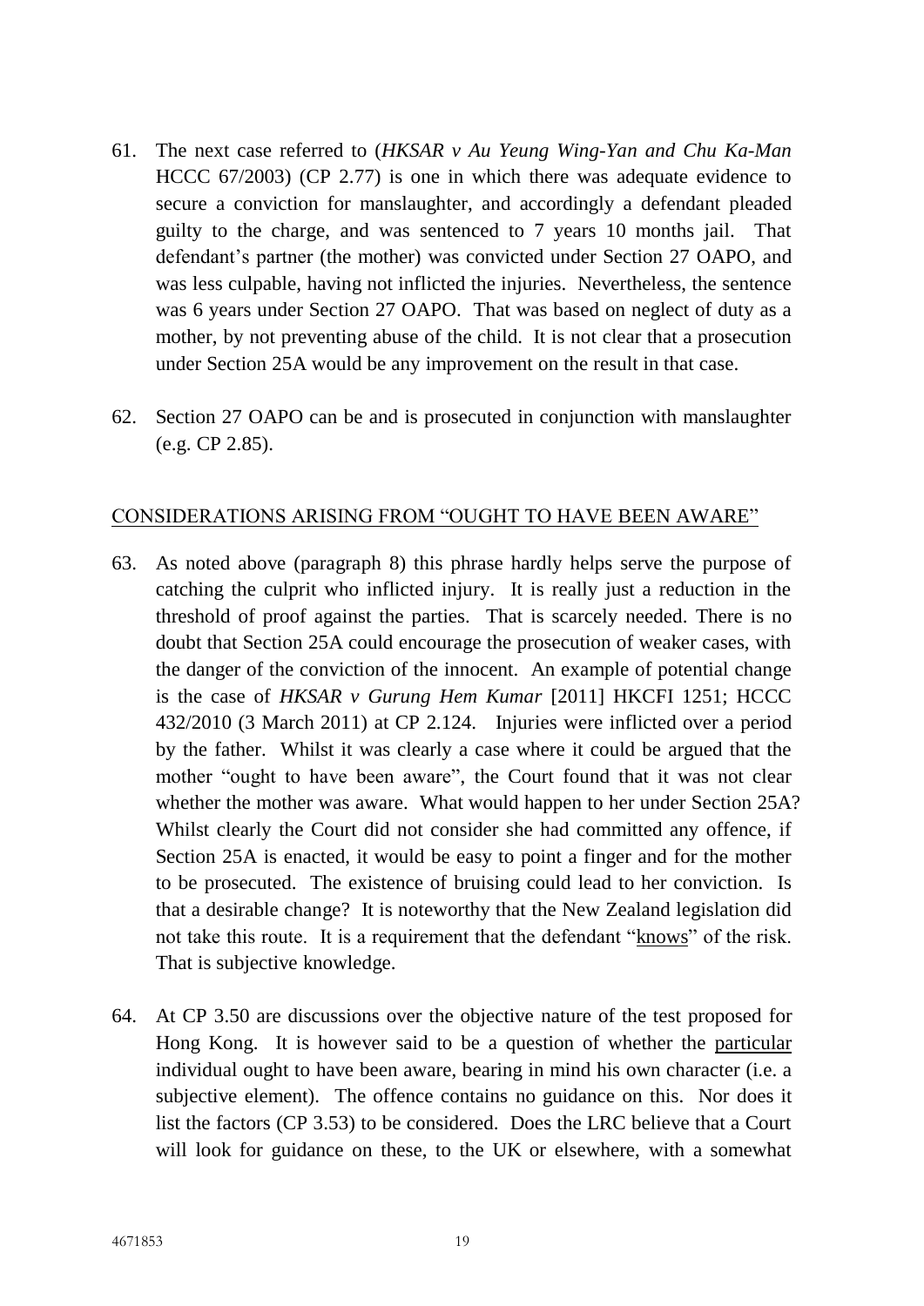61. The next case referred to (*HKSAR v Au Yeung Wing-Yan and Chu Ka-Man* HCCC 67/2003) (CP 2.77) is one in which there was adequate evidence to secure a conviction for manslaughter, and accordingly a defendant pleaded guilty to the charge, and was sentenced to 7 years 10 months jail. That defendant's partner (the mother) was convicted under Section 27 OAPO, and was less culpable, having not inflicted the injuries. Nevertheless, the sentence was 6 years under Section 27 OAPO. That was based on neglect of duty as a mother, by not preventing abuse of the child. It is not clear that a prosecution under Section 25A would be any improvement on the result in that case.

62. Section 27 OAPO can be and is prosecuted in conjunction with manslaughter (e.g. CP 2.85).

## CONSIDERATIONS ARISING FROM "OUGHT TO HAVE BEEN AWARE"

63. As noted above (paragraph 8) this phrase hardly helps serve the purpose of catching the culprit who inflicted injury. It is really just a reduction in the threshold of proof against the parties. That is scarcely needed. There is no doubt that Section 25A could encourage the prosecution of weaker cases, with the danger of the conviction of the innocent. An example of potential change is the case of *HKSAR v Gurung Hem Kumar* [2011] HKCFI 1251; HCCC 432/2010 (3 March 2011) at CP 2.124. Injuries were inflicted over a period by the father. Whilst it was clearly a case where it could be argued that the mother "ought to have been aware", the Court found that it was not clear whether the mother was aware. What would happen to her under Section 25A? Whilst clearly the Court did not consider she had committed any offence, if Section 25A is enacted, it would be easy to point a finger and for the mother to be prosecuted. The existence of bruising could lead to her conviction. Is that a desirable change? It is noteworthy that the New Zealand legislation did not take this route. It is a requirement that the defendant "<u>knows</u>" of the risk. That is subjective knowledge.

64. At CP 3.50 are discussions over the objective nature of the test proposed for Hong Kong. It is however said to be a question of whether the <u>particular</u> individual ought to have been aware, bearing in mind his own character (i.e. a subjective element). The offence contains no guidance on this. Nor does it list the factors (CP 3.53) to be considered. Does the LRC believe that a Court will look for guidance on these, to the UK or elsewhere, with a somewhat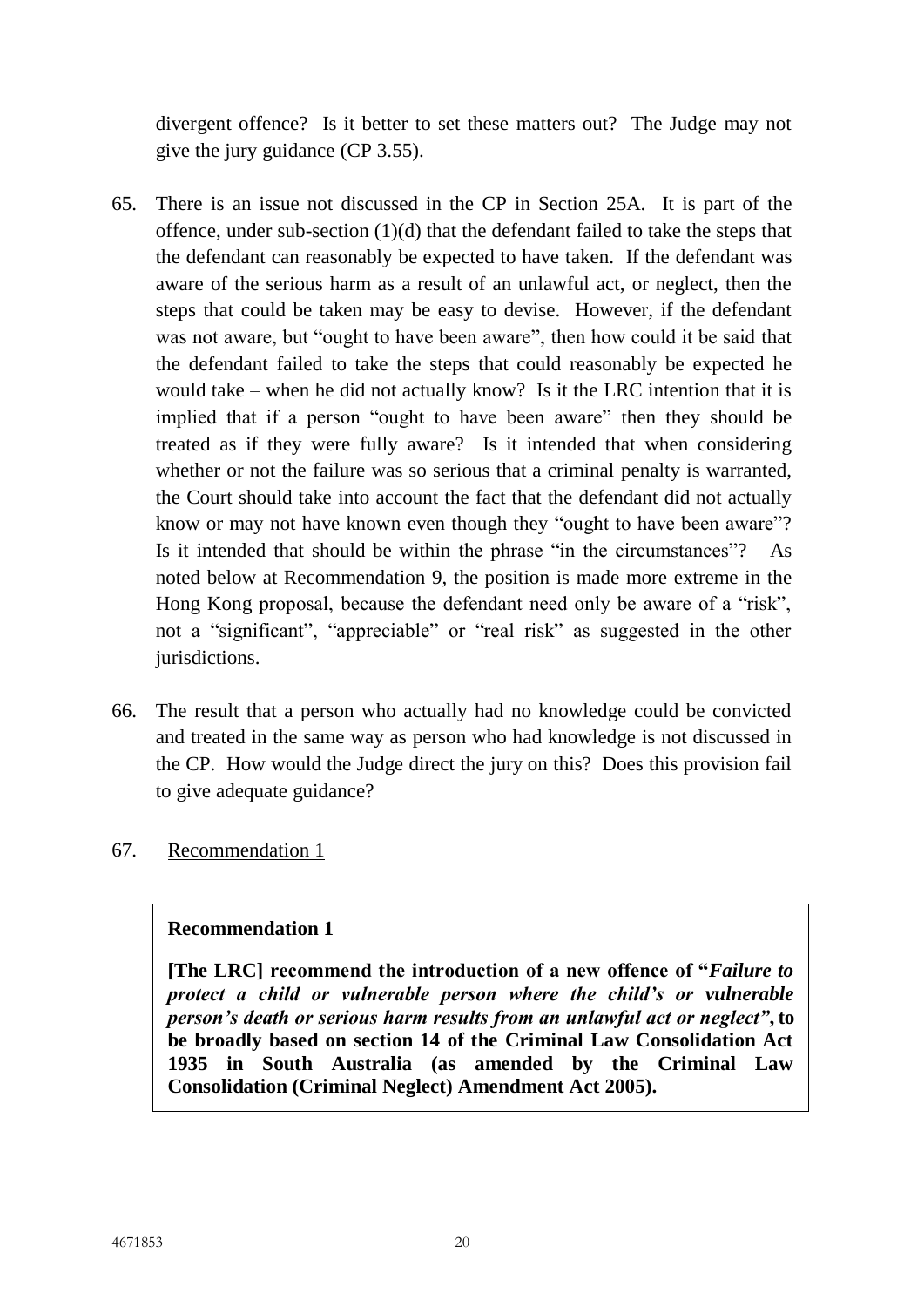divergent offence? Is it better to set these matters out? The Judge may not give the jury guidance (CP 3.55).

65. There is an issue not discussed in the CP in Section 25A. It is part of the offence, under sub-section (1)(d) that the defendant failed to take the steps that the defendant can reasonably be expected to have taken. If the defendant was aware of the serious harm as a result of an unlawful act, or neglect, then the steps that could be taken may be easy to devise. However, if the defendant was not aware, but "ought to have been aware", then how could it be said that the defendant failed to take the steps that could reasonably be expected he would take – when he did not actually know? Is it the LRC intention that it is implied that if a person "ought to have been aware" then they should be treated as if they were fully aware? Is it intended that when considering whether or not the failure was so serious that a criminal penalty is warranted, the Court should take into account the fact that the defendant did not actually know or may not have known even though they "ought to have been aware"? Is it intended that should be within the phrase "in the circumstances"? As noted below at Recommendation 9, the position is made more extreme in the Hong Kong proposal, because the defendant need only be aware of a "risk", not a "significant", "appreciable" or "real risk" as suggested in the other jurisdictions.

66. The result that a person who actually had no knowledge could be convicted and treated in the same way as person who had knowledge is not discussed in the CP. How would the Judge direct the jury on this? Does this provision fail to give adequate guidance?

67. Recommendation 1

> **Recommendation 1**
>
> **[The LRC] recommend the introduction of a new offence of "*Failure to protect a child or vulnerable person where the child's or vulnerable person's death or serious harm results from an unlawful act or neglect*", to be broadly based on section 14 of the Criminal Law Consolidation Act 1935 in South Australia (as amended by the Criminal Law Consolidation (Criminal Neglect) Amendment Act 2005).**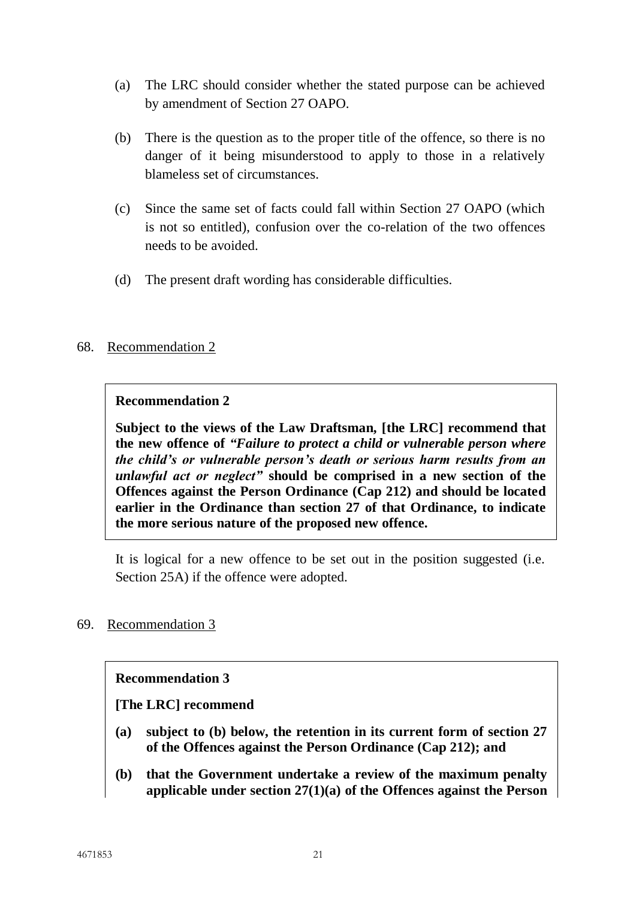(a) The LRC should consider whether the stated purpose can be achieved by amendment of Section 27 OAPO.

(b) There is the question as to the proper title of the offence, so there is no danger of it being misunderstood to apply to those in a relatively blameless set of circumstances.

(c) Since the same set of facts could fall within Section 27 OAPO (which is not so entitled), confusion over the co-relation of the two offences needs to be avoided.

(d) The present draft wording has considerable difficulties.

68. Recommendation 2

> **Recommendation 2**
>
> **Subject to the views of the Law Draftsman, [the LRC] recommend that the new offence of *"Failure to protect a child or vulnerable person where the child's or vulnerable person's death or serious harm results from an unlawful act or neglect"* should be comprised in a new section of the Offences against the Person Ordinance (Cap 212) and should be located earlier in the Ordinance than section 27 of that Ordinance, to indicate the more serious nature of the proposed new offence.**

It is logical for a new offence to be set out in the position suggested (i.e. Section 25A) if the offence were adopted.

69. Recommendation 3

> **Recommendation 3**
>
> **[The LRC] recommend**
>
> **(a) subject to (b) below, the retention in its current form of section 27 of the Offences against the Person Ordinance (Cap 212); and**
>
> **(b) that the Government undertake a review of the maximum penalty applicable under section 27(1)(a) of the Offences against the Person**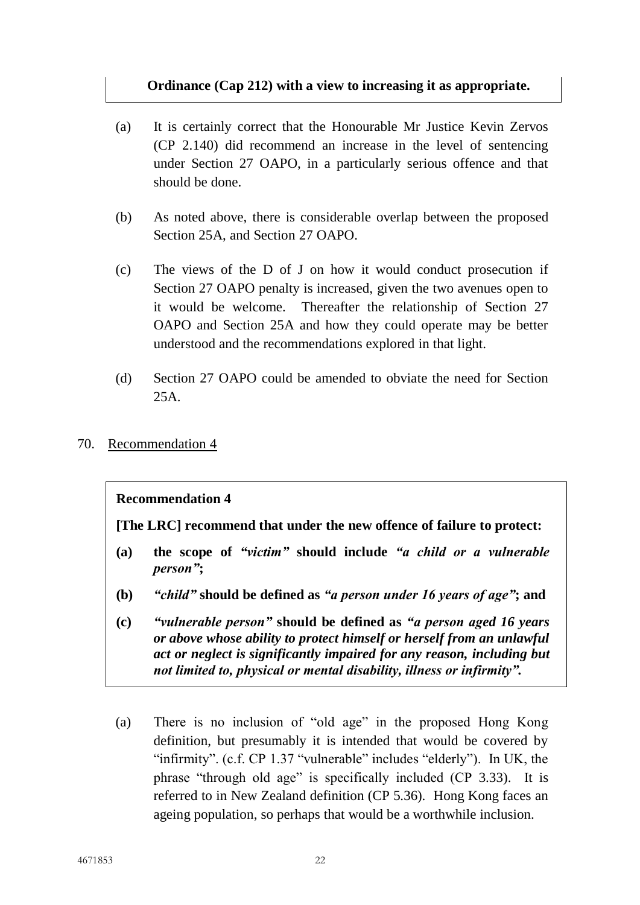**Ordinance (Cap 212) with a view to increasing it as appropriate.**

(a) It is certainly correct that the Honourable Mr Justice Kevin Zervos (CP 2.140) did recommend an increase in the level of sentencing under Section 27 OAPO, in a particularly serious offence and that should be done.

(b) As noted above, there is considerable overlap between the proposed Section 25A, and Section 27 OAPO.

(c) The views of the D of J on how it would conduct prosecution if Section 27 OAPO penalty is increased, given the two avenues open to it would be welcome. Thereafter the relationship of Section 27 OAPO and Section 25A and how they could operate may be better understood and the recommendations explored in that light.

(d) Section 27 OAPO could be amended to obviate the need for Section 25A.

70. Recommendation 4

> **Recommendation 4**
>
> **[The LRC] recommend that under the new offence of failure to protect:**
>
> **(a) the scope of *"victim"* should include *"a child or a vulnerable person"*;**
>
> **(b) *"child"* should be defined as *"a person under 16 years of age"*; and**
>
> **(c) *"vulnerable person"* should be defined as *"a person aged 16 years or above whose ability to protect himself or herself from an unlawful act or neglect is significantly impaired for any reason, including but not limited to, physical or mental disability, illness or infirmity".***

(a) There is no inclusion of "old age" in the proposed Hong Kong definition, but presumably it is intended that would be covered by "infirmity". (c.f. CP 1.37 "vulnerable" includes "elderly"). In UK, the phrase "through old age" is specifically included (CP 3.33). It is referred to in New Zealand definition (CP 5.36). Hong Kong faces an ageing population, so perhaps that would be a worthwhile inclusion.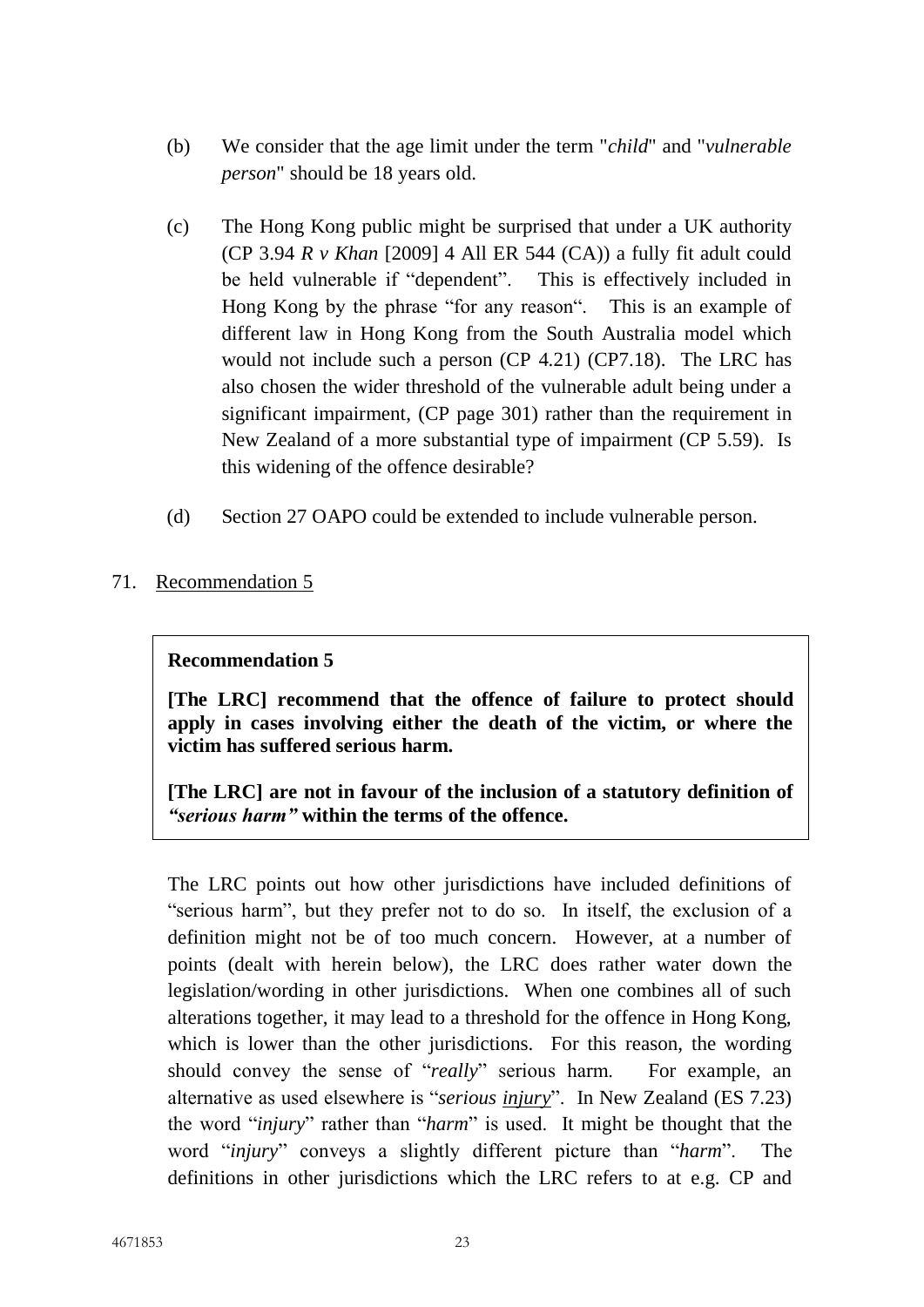(b) We consider that the age limit under the term "*child*" and "*vulnerable person*" should be 18 years old.

(c) The Hong Kong public might be surprised that under a UK authority (CP 3.94 *R v Khan* [2009] 4 All ER 544 (CA)) a fully fit adult could be held vulnerable if "dependent". This is effectively included in Hong Kong by the phrase "for any reason". This is an example of different law in Hong Kong from the South Australia model which would not include such a person (CP 4.21) (CP7.18). The LRC has also chosen the wider threshold of the vulnerable adult being under a significant impairment, (CP page 301) rather than the requirement in New Zealand of a more substantial type of impairment (CP 5.59). Is this widening of the offence desirable?

(d) Section 27 OAPO could be extended to include vulnerable person.

71. Recommendation 5

> **Recommendation 5**
>
> **[The LRC] recommend that the offence of failure to protect should apply in cases involving either the death of the victim, or where the victim has suffered serious harm.**
>
> **[The LRC] are not in favour of the inclusion of a statutory definition of *"serious harm"* within the terms of the offence.**

The LRC points out how other jurisdictions have included definitions of "serious harm", but they prefer not to do so. In itself, the exclusion of a definition might not be of too much concern. However, at a number of points (dealt with herein below), the LRC does rather water down the legislation/wording in other jurisdictions. When one combines all of such alterations together, it may lead to a threshold for the offence in Hong Kong, which is lower than the other jurisdictions. For this reason, the wording should convey the sense of "*really*" serious harm. For example, an alternative as used elsewhere is "*serious <u>injury</u>*". In New Zealand (ES 7.23) the word "*injury*" rather than "*harm*" is used. It might be thought that the word "*injury*" conveys a slightly different picture than "*harm*". The definitions in other jurisdictions which the LRC refers to at e.g. CP and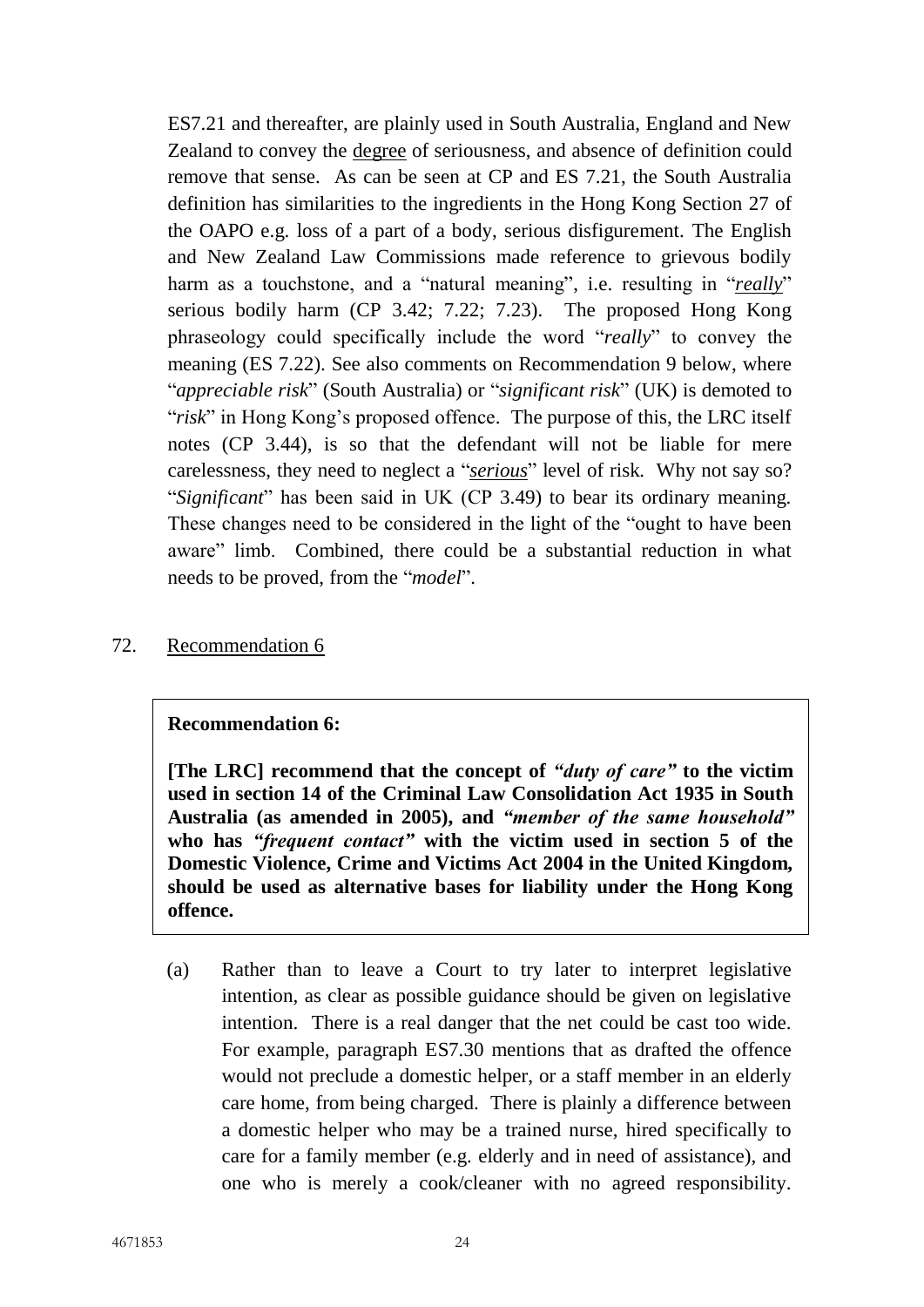ES7.21 and thereafter, are plainly used in South Australia, England and New Zealand to convey the degree of seriousness, and absence of definition could remove that sense. As can be seen at CP and ES 7.21, the South Australia definition has similarities to the ingredients in the Hong Kong Section 27 of the OAPO e.g. loss of a part of a body, serious disfigurement. The English and New Zealand Law Commissions made reference to grievous bodily harm as a touchstone, and a "natural meaning", i.e. resulting in "*really*" serious bodily harm (CP 3.42; 7.22; 7.23). The proposed Hong Kong phraseology could specifically include the word "*really*" to convey the meaning (ES 7.22). See also comments on Recommendation 9 below, where "*appreciable risk*" (South Australia) or "*significant risk*" (UK) is demoted to "*risk*" in Hong Kong's proposed offence. The purpose of this, the LRC itself notes (CP 3.44), is so that the defendant will not be liable for mere carelessness, they need to neglect a "*serious*" level of risk. Why not say so? "*Significant*" has been said in UK (CP 3.49) to bear its ordinary meaning. These changes need to be considered in the light of the "ought to have been aware" limb. Combined, there could be a substantial reduction in what needs to be proved, from the "*model*".

72. Recommendation 6

> **Recommendation 6:**
>
> **[The LRC] recommend that the concept of *"duty of care"* to the victim used in section 14 of the Criminal Law Consolidation Act 1935 in South Australia (as amended in 2005), and *"member of the same household"* who has *"frequent contact"* with the victim used in section 5 of the Domestic Violence, Crime and Victims Act 2004 in the United Kingdom, should be used as alternative bases for liability under the Hong Kong offence.**

(a) Rather than to leave a Court to try later to interpret legislative intention, as clear as possible guidance should be given on legislative intention. There is a real danger that the net could be cast too wide. For example, paragraph ES7.30 mentions that as drafted the offence would not preclude a domestic helper, or a staff member in an elderly care home, from being charged. There is plainly a difference between a domestic helper who may be a trained nurse, hired specifically to care for a family member (e.g. elderly and in need of assistance), and one who is merely a cook/cleaner with no agreed responsibility.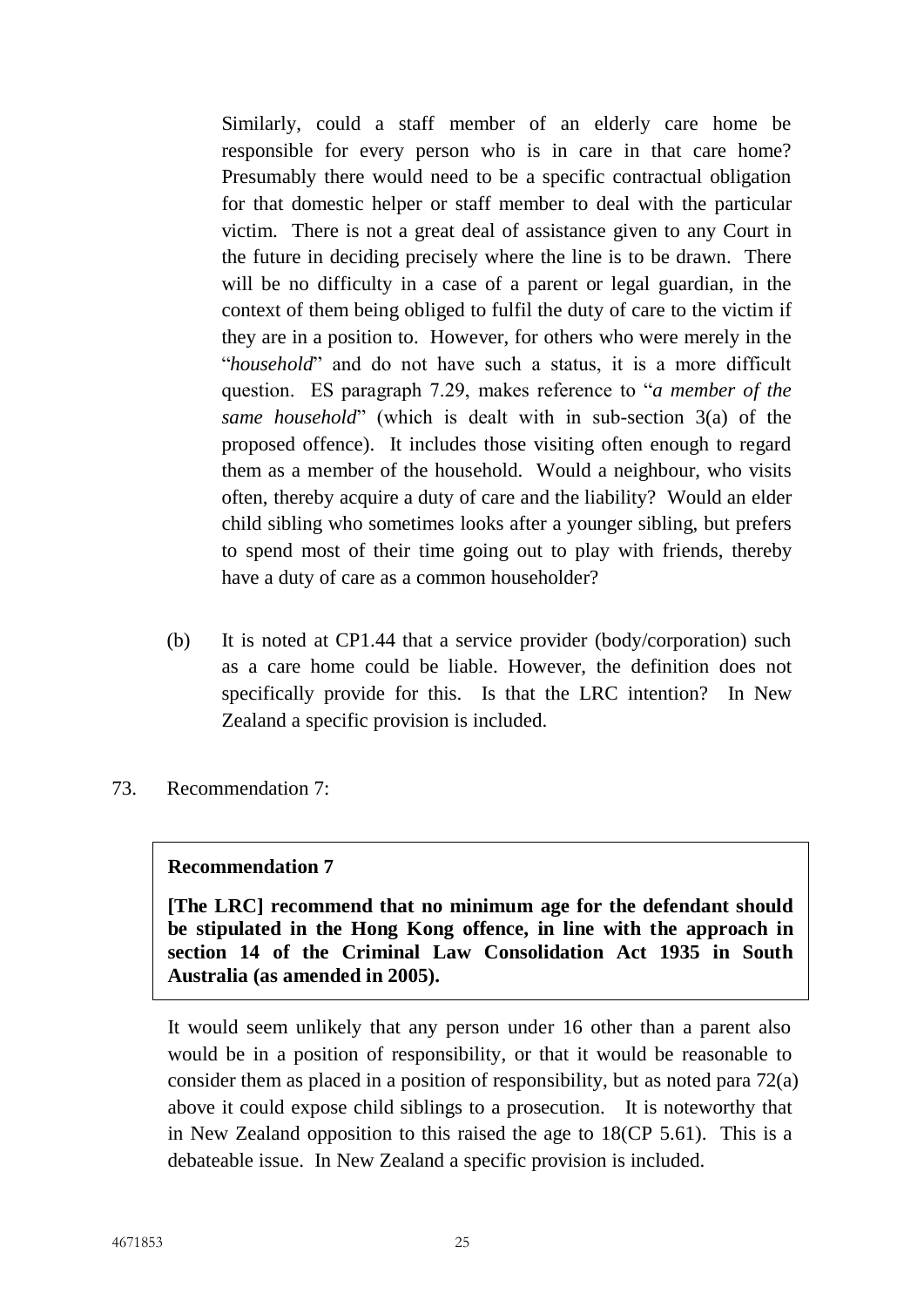Similarly, could a staff member of an elderly care home be responsible for every person who is in care in that care home? Presumably there would need to be a specific contractual obligation for that domestic helper or staff member to deal with the particular victim. There is not a great deal of assistance given to any Court in the future in deciding precisely where the line is to be drawn. There will be no difficulty in a case of a parent or legal guardian, in the context of them being obliged to fulfil the duty of care to the victim if they are in a position to. However, for others who were merely in the "*household*" and do not have such a status, it is a more difficult question. ES paragraph 7.29, makes reference to "*a member of the same household*" (which is dealt with in sub-section 3(a) of the proposed offence). It includes those visiting often enough to regard them as a member of the household. Would a neighbour, who visits often, thereby acquire a duty of care and the liability? Would an elder child sibling who sometimes looks after a younger sibling, but prefers to spend most of their time going out to play with friends, thereby have a duty of care as a common householder?

(b) It is noted at CP1.44 that a service provider (body/corporation) such as a care home could be liable. However, the definition does not specifically provide for this. Is that the LRC intention? In New Zealand a specific provision is included.

73. Recommendation 7:

> **Recommendation 7**
>
> **[The LRC] recommend that no minimum age for the defendant should be stipulated in the Hong Kong offence, in line with the approach in section 14 of the Criminal Law Consolidation Act 1935 in South Australia (as amended in 2005).**

It would seem unlikely that any person under 16 other than a parent also would be in a position of responsibility, or that it would be reasonable to consider them as placed in a position of responsibility, but as noted para 72(a) above it could expose child siblings to a prosecution. It is noteworthy that in New Zealand opposition to this raised the age to 18(CP 5.61). This is a debateable issue. In New Zealand a specific provision is included.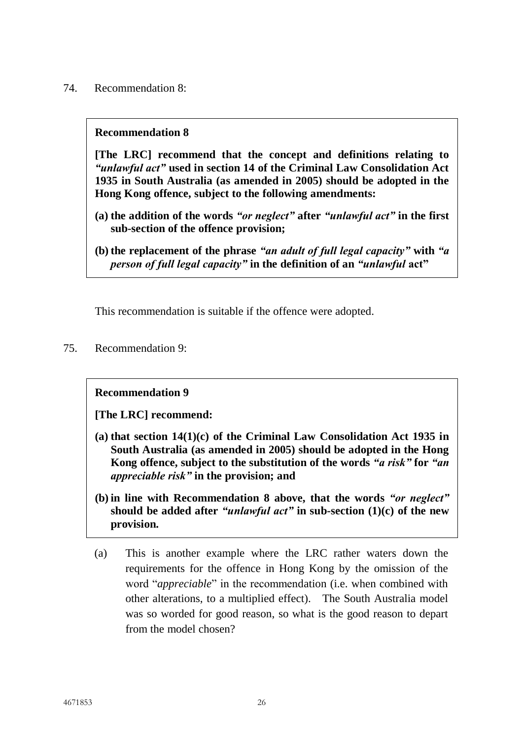74. Recommendation 8:

> **Recommendation 8**
>
> **[The LRC] recommend that the concept and definitions relating to *"unlawful act"* used in section 14 of the Criminal Law Consolidation Act 1935 in South Australia (as amended in 2005) should be adopted in the Hong Kong offence, subject to the following amendments:**
>
> **(a) the addition of the words *"or neglect"* after *"unlawful act"* in the first sub-section of the offence provision;**
>
> **(b) the replacement of the phrase *"an adult of full legal capacity"* with *"a person of full legal capacity"* in the definition of an *"unlawful* act"**

This recommendation is suitable if the offence were adopted.

75. Recommendation 9:

> **Recommendation 9**
>
> **[The LRC] recommend:**
>
> **(a) that section 14(1)(c) of the Criminal Law Consolidation Act 1935 in South Australia (as amended in 2005) should be adopted in the Hong Kong offence, subject to the substitution of the words *"a risk"* for *"an appreciable risk"* in the provision; and**
>
> **(b) in line with Recommendation 8 above, that the words *"or neglect"* should be added after *"unlawful act"* in sub-section (1)(c) of the new provision.**

(a) This is another example where the LRC rather waters down the requirements for the offence in Hong Kong by the omission of the word "*appreciable*" in the recommendation (i.e. when combined with other alterations, to a multiplied effect). The South Australia model was so worded for good reason, so what is the good reason to depart from the model chosen?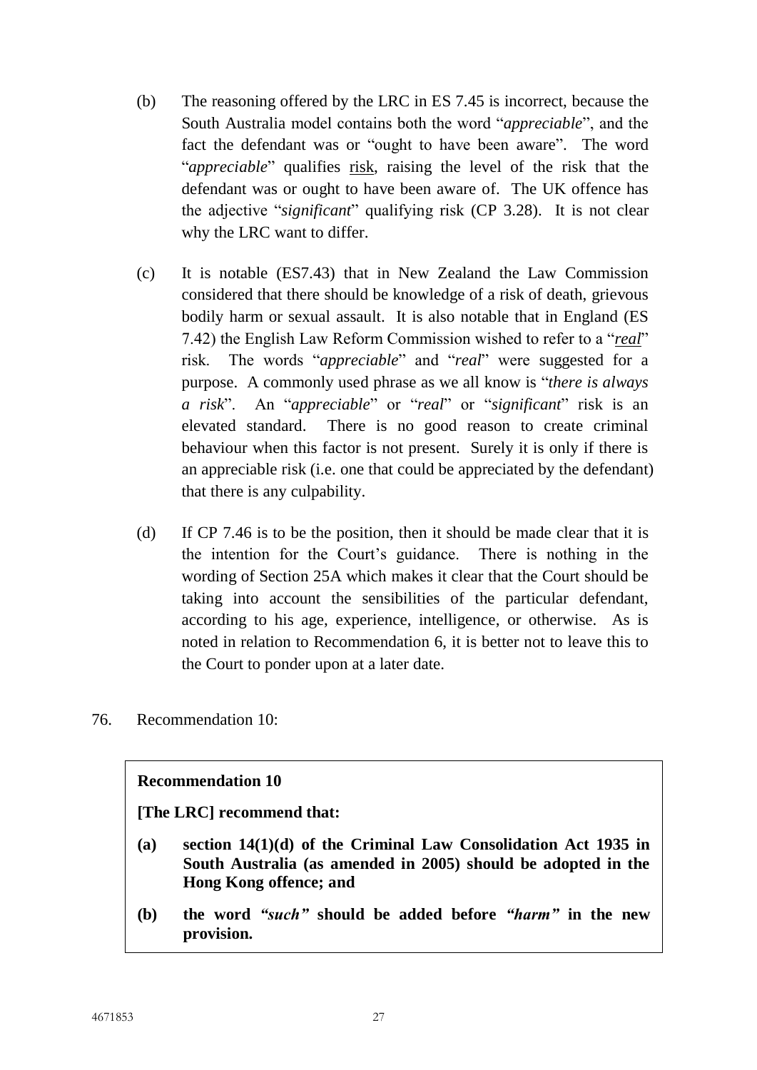(b) The reasoning offered by the LRC in ES 7.45 is incorrect, because the South Australia model contains both the word "*appreciable*", and the fact the defendant was or "ought to have been aware". The word "*appreciable*" qualifies risk, raising the level of the risk that the defendant was or ought to have been aware of. The UK offence has the adjective "*significant*" qualifying risk (CP 3.28). It is not clear why the LRC want to differ.

(c) It is notable (ES7.43) that in New Zealand the Law Commission considered that there should be knowledge of a risk of death, grievous bodily harm or sexual assault. It is also notable that in England (ES 7.42) the English Law Reform Commission wished to refer to a "*real*" risk. The words "*appreciable*" and "*real*" were suggested for a purpose. A commonly used phrase as we all know is "*there is always a risk*". An "*appreciable*" or "*real*" or "*significant*" risk is an elevated standard. There is no good reason to create criminal behaviour when this factor is not present. Surely it is only if there is an appreciable risk (i.e. one that could be appreciated by the defendant) that there is any culpability.

(d) If CP 7.46 is to be the position, then it should be made clear that it is the intention for the Court's guidance. There is nothing in the wording of Section 25A which makes it clear that the Court should be taking into account the sensibilities of the particular defendant, according to his age, experience, intelligence, or otherwise. As is noted in relation to Recommendation 6, it is better not to leave this to the Court to ponder upon at a later date.

76. Recommendation 10:

> **Recommendation 10**
>
> **[The LRC] recommend that:**
>
> **(a) section 14(1)(d) of the Criminal Law Consolidation Act 1935 in South Australia (as amended in 2005) should be adopted in the Hong Kong offence; and**
>
> **(b) the word *"such"* should be added before *"harm"* in the new provision.**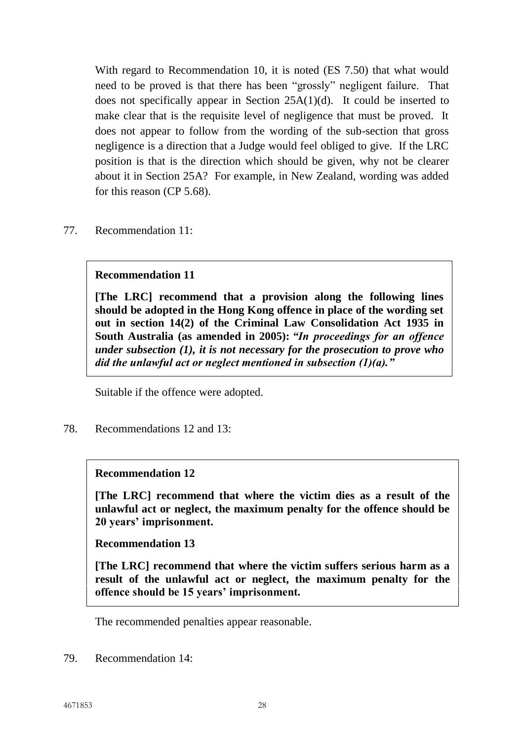With regard to Recommendation 10, it is noted (ES 7.50) that what would need to be proved is that there has been "grossly" negligent failure. That does not specifically appear in Section 25A(1)(d). It could be inserted to make clear that is the requisite level of negligence that must be proved. It does not appear to follow from the wording of the sub-section that gross negligence is a direction that a Judge would feel obliged to give. If the LRC position is that is the direction which should be given, why not be clearer about it in Section 25A? For example, in New Zealand, wording was added for this reason (CP 5.68).

77. Recommendation 11:

> **Recommendation 11**
>
> **[The LRC] recommend that a provision along the following lines should be adopted in the Hong Kong offence in place of the wording set out in section 14(2) of the Criminal Law Consolidation Act 1935 in South Australia (as amended in 2005): *"In proceedings for an offence under subsection (1), it is not necessary for the prosecution to prove who did the unlawful act or neglect mentioned in subsection (1)(a)."***

Suitable if the offence were adopted.

78. Recommendations 12 and 13:

> **Recommendation 12**
>
> **[The LRC] recommend that where the victim dies as a result of the unlawful act or neglect, the maximum penalty for the offence should be 20 years' imprisonment.**
>
> **Recommendation 13**
>
> **[The LRC] recommend that where the victim suffers serious harm as a result of the unlawful act or neglect, the maximum penalty for the offence should be 15 years' imprisonment.**

The recommended penalties appear reasonable.

79. Recommendation 14: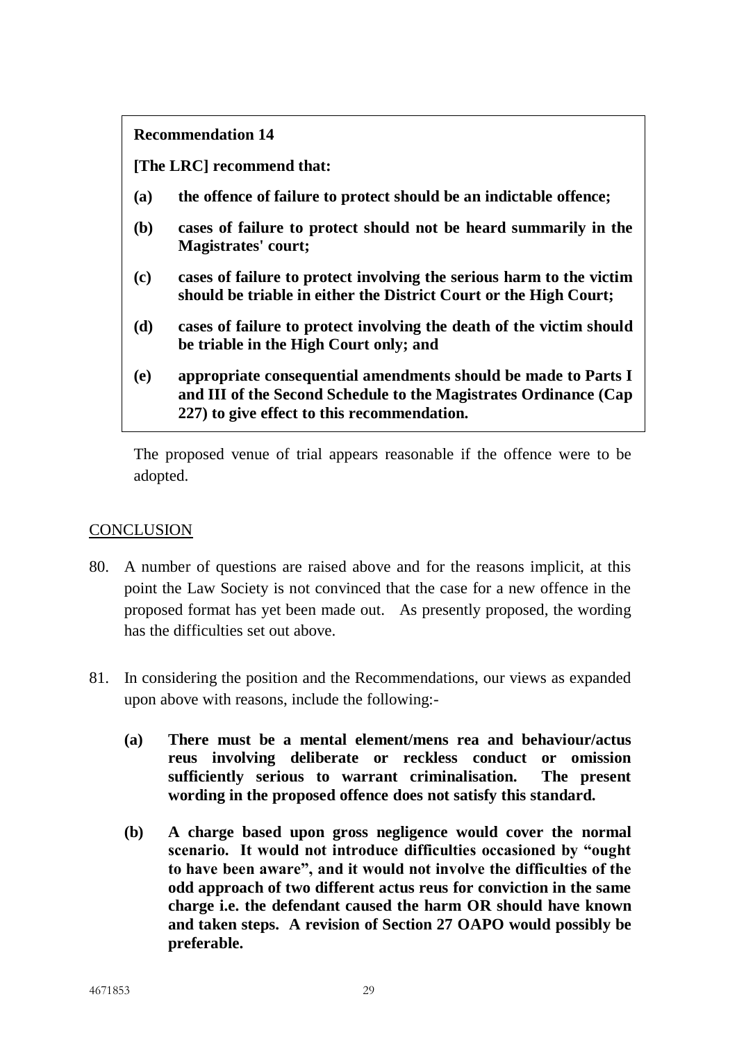**Recommendation 14**

**[The LRC] recommend that:**

**(a) the offence of failure to protect should be an indictable offence;**

**(b) cases of failure to protect should not be heard summarily in the Magistrates' court;**

**(c) cases of failure to protect involving the serious harm to the victim should be triable in either the District Court or the High Court;**

**(d) cases of failure to protect involving the death of the victim should be triable in the High Court only; and**

**(e) appropriate consequential amendments should be made to Parts I and III of the Second Schedule to the Magistrates Ordinance (Cap 227) to give effect to this recommendation.**

The proposed venue of trial appears reasonable if the offence were to be adopted.

## CONCLUSION

80. A number of questions are raised above and for the reasons implicit, at this point the Law Society is not convinced that the case for a new offence in the proposed format has yet been made out. As presently proposed, the wording has the difficulties set out above.

81. In considering the position and the Recommendations, our views as expanded upon above with reasons, include the following:-

    **(a) There must be a mental element/mens rea and behaviour/actus reus involving deliberate or reckless conduct or omission sufficiently serious to warrant criminalisation. The present wording in the proposed offence does not satisfy this standard.**

    **(b) A charge based upon gross negligence would cover the normal scenario. It would not introduce difficulties occasioned by "ought to have been aware", and it would not involve the difficulties of the odd approach of two different actus reus for conviction in the same charge i.e. the defendant caused the harm OR should have known and taken steps. A revision of Section 27 OAPO would possibly be preferable.**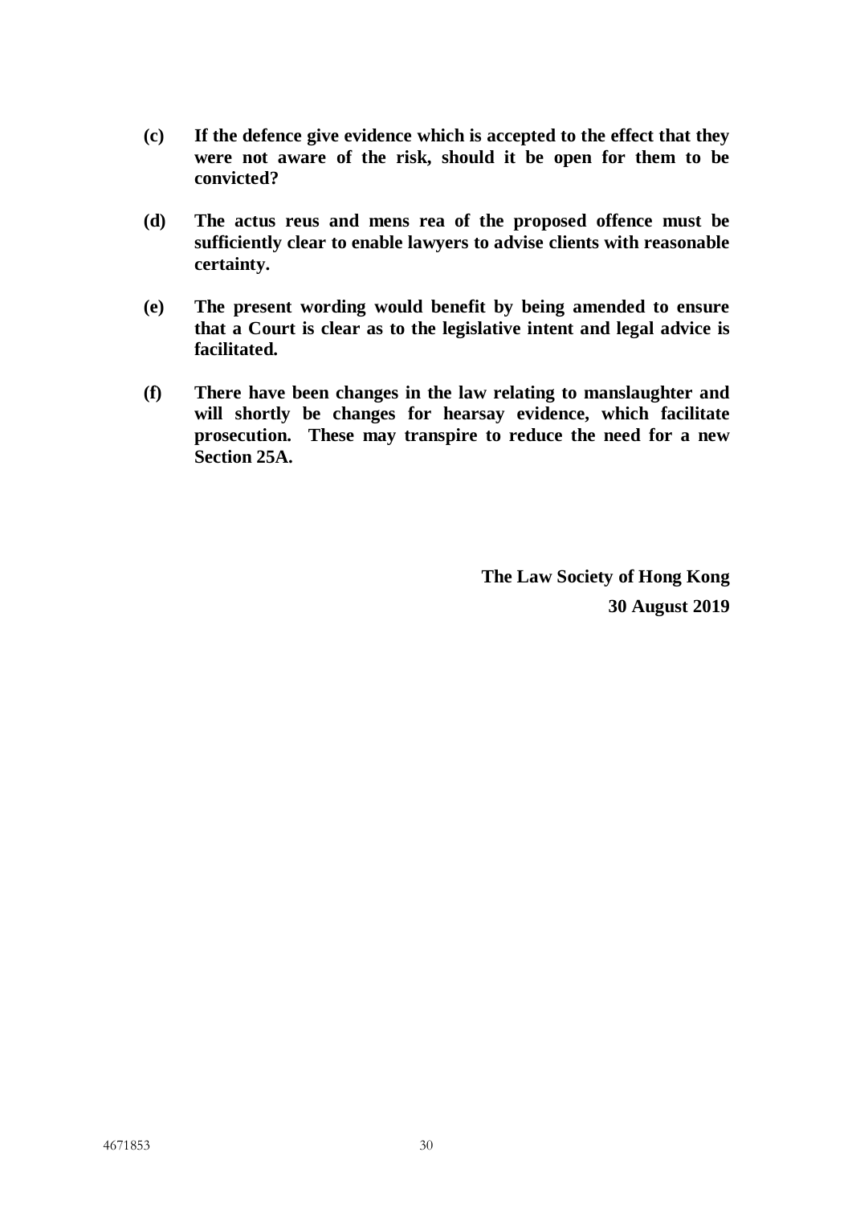**(c) If the defence give evidence which is accepted to the effect that they were not aware of the risk, should it be open for them to be convicted?**

**(d) The actus reus and mens rea of the proposed offence must be sufficiently clear to enable lawyers to advise clients with reasonable certainty.**

**(e) The present wording would benefit by being amended to ensure that a Court is clear as to the legislative intent and legal advice is facilitated.**

**(f) There have been changes in the law relating to manslaughter and will shortly be changes for hearsay evidence, which facilitate prosecution. These may transpire to reduce the need for a new Section 25A.**

**The Law Society of Hong Kong**

**30 August 2019**

4671853